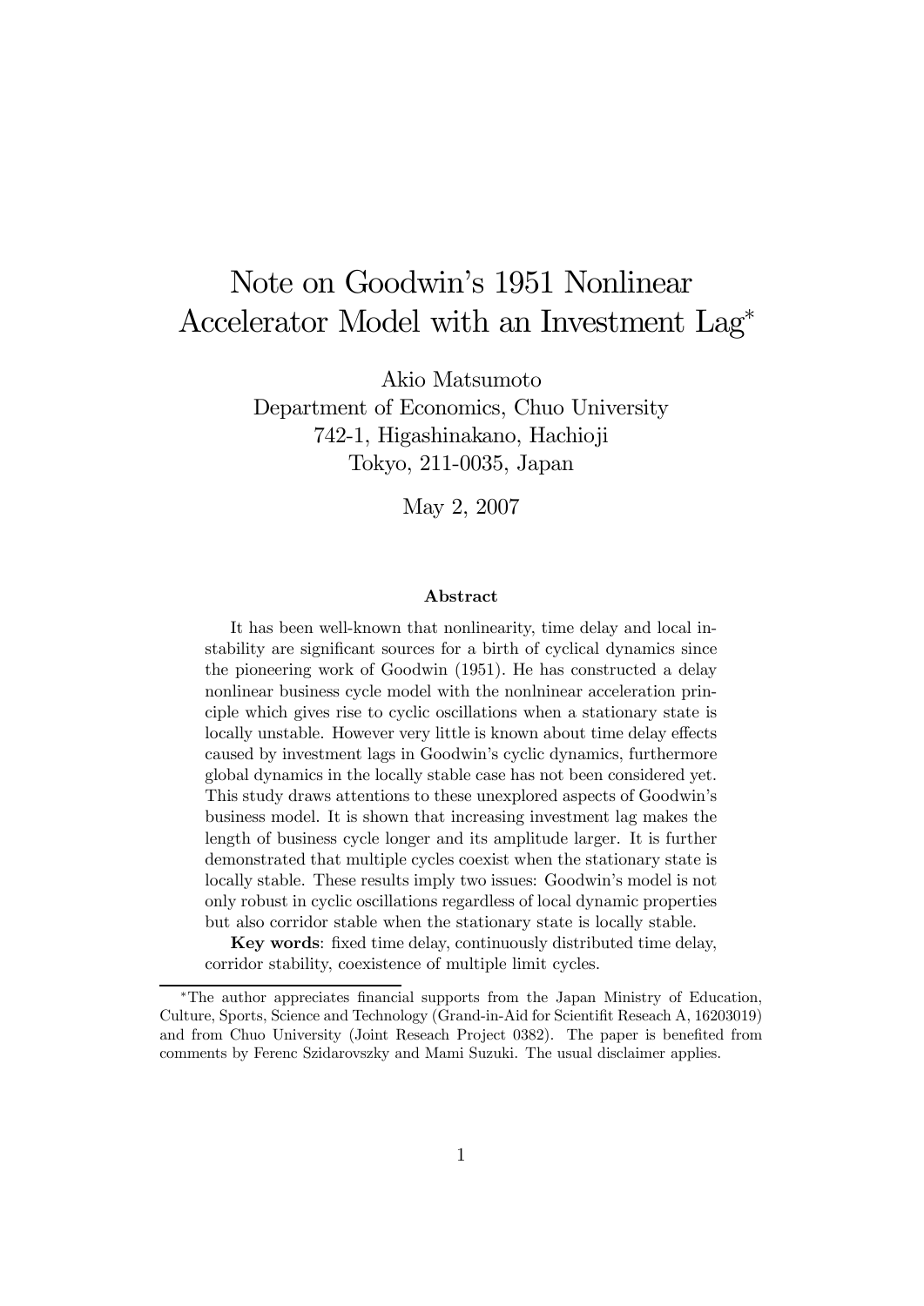# Note on Goodwin's 1951 Nonlinear Accelerator Model with an Investment Lag*

Akio Matsumoto
Department of Economics, Chuo University
742-1, Higashinakano, Hachioji
Tokyo, 211-0035, Japan

May 2, 2007

### Abstract

It has been well-known that nonlinearity, time delay and local instability are significant sources for a birth of cyclical dynamics since the pioneering work of Goodwin (1951). He has constructed a delay nonlinear business cycle model with the nonlninear acceleration principle which gives rise to cyclic oscillations when a stationary state is locally unstable. However very little is known about time delay effects caused by investment lags in Goodwin's cyclic dynamics, furthermore global dynamics in the locally stable case has not been considered yet. This study draws attentions to these unexplored aspects of Goodwin's business model. It is shown that increasing investment lag makes the length of business cycle longer and its amplitude larger. It is further demonstrated that multiple cycles coexist when the stationary state is locally stable. These results imply two issues: Goodwin's model is not only robust in cyclic oscillations regardless of local dynamic properties but also corridor stable when the stationary state is locally stable.

**Key words**: fixed time delay, continuously distributed time delay, corridor stability, coexistence of multiple limit cycles.

---

*The author appreciates financial supports from the Japan Ministry of Education, Culture, Sports, Science and Technology (Grand-in-Aid for Scientifit Reseach A, 16203019) and from Chuo University (Joint Reseach Project 0382). The paper is benefited from comments by Ferenc Szidarovszky and Mami Suzuki. The usual disclaimer applies.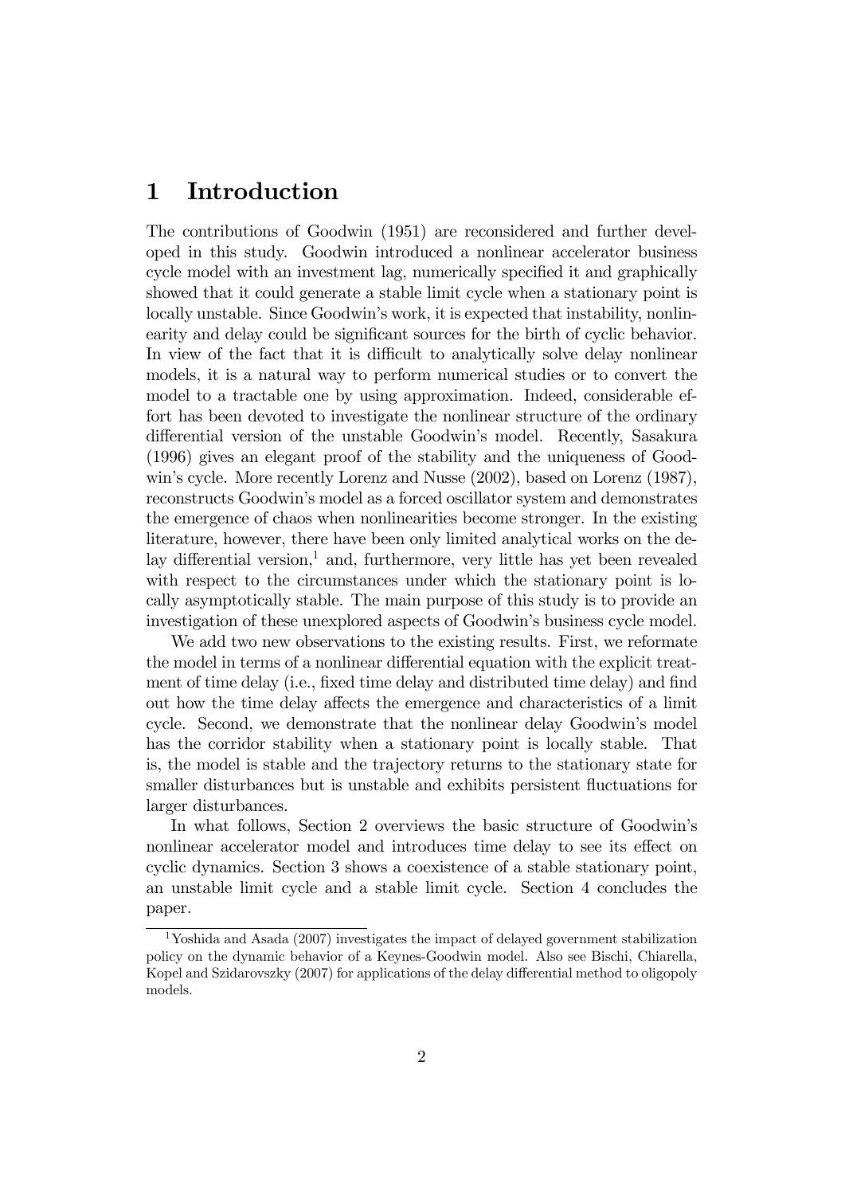# 1 Introduction

The contributions of Goodwin (1951) are reconsidered and further developed in this study. Goodwin introduced a nonlinear accelerator business cycle model with an investment lag, numerically specified it and graphically showed that it could generate a stable limit cycle when a stationary point is locally unstable. Since Goodwin's work, it is expected that instability, nonlinearity and delay could be significant sources for the birth of cyclic behavior. In view of the fact that it is difficult to analytically solve delay nonlinear models, it is a natural way to perform numerical studies or to convert the model to a tractable one by using approximation. Indeed, considerable effort has been devoted to investigate the nonlinear structure of the ordinary differential version of the unstable Goodwin's model. Recently, Sasakura (1996) gives an elegant proof of the stability and the uniqueness of Goodwin's cycle. More recently Lorenz and Nusse (2002), based on Lorenz (1987), reconstructs Goodwin's model as a forced oscillator system and demonstrates the emergence of chaos when nonlinearities become stronger. In the existing literature, however, there have been only limited analytical works on the delay differential version,[1] and, furthermore, very little has yet been revealed with respect to the circumstances under which the stationary point is locally asymptotically stable. The main purpose of this study is to provide an investigation of these unexplored aspects of Goodwin's business cycle model.

We add two new observations to the existing results. First, we reformate the model in terms of a nonlinear differential equation with the explicit treatment of time delay (i.e., fixed time delay and distributed time delay) and find out how the time delay affects the emergence and characteristics of a limit cycle. Second, we demonstrate that the nonlinear delay Goodwin's model has the corridor stability when a stationary point is locally stable. That is, the model is stable and the trajectory returns to the stationary state for smaller disturbances but is unstable and exhibits persistent fluctuations for larger disturbances.

In what follows, Section 2 overviews the basic structure of Goodwin's nonlinear accelerator model and introduces time delay to see its effect on cyclic dynamics. Section 3 shows a coexistence of a stable stationary point, an unstable limit cycle and a stable limit cycle. Section 4 concludes the paper.

[1] Yoshida and Asada (2007) investigates the impact of delayed government stabilization policy on the dynamic behavior of a Keynes-Goodwin model. Also see Bischi, Chiarella, Kopel and Szidarovszky (2007) for applications of the delay differential method to oligopoly models.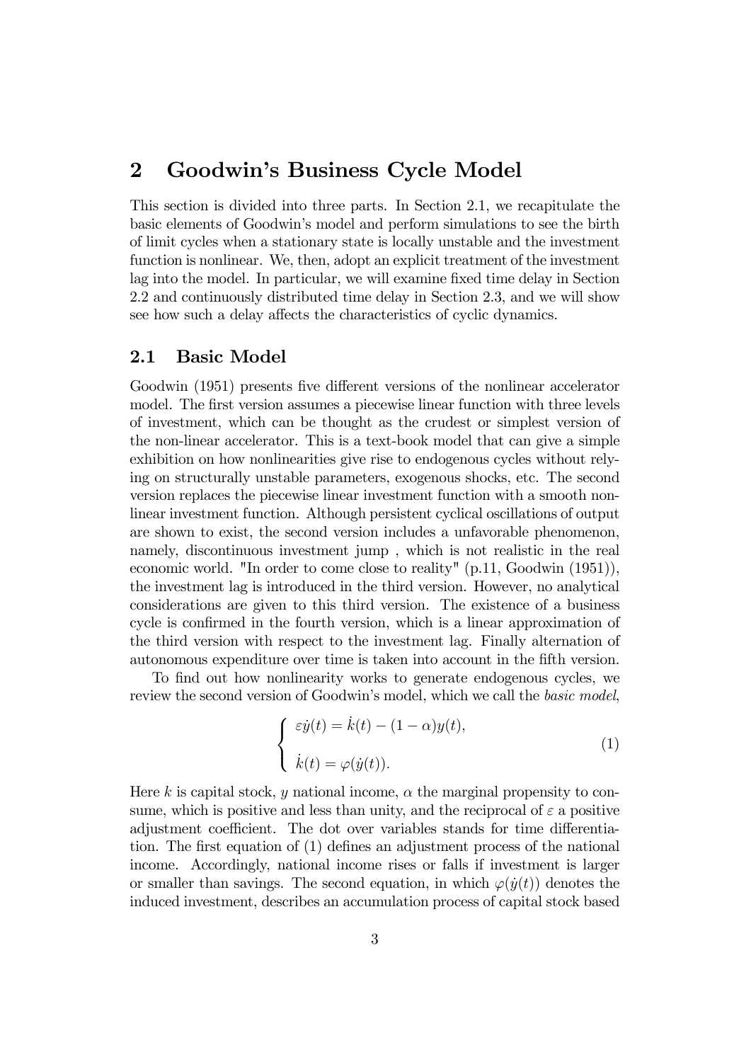## 2 Goodwin's Business Cycle Model

This section is divided into three parts. In Section 2.1, we recapitulate the basic elements of Goodwin's model and perform simulations to see the birth of limit cycles when a stationary state is locally unstable and the investment function is nonlinear. We, then, adopt an explicit treatment of the investment lag into the model. In particular, we will examine fixed time delay in Section 2.2 and continuously distributed time delay in Section 2.3, and we will show see how such a delay affects the characteristics of cyclic dynamics.

### 2.1 Basic Model

Goodwin (1951) presents five different versions of the nonlinear accelerator model. The first version assumes a piecewise linear function with three levels of investment, which can be thought as the crudest or simplest version of the non-linear accelerator. This is a text-book model that can give a simple exhibition on how nonlinearities give rise to endogenous cycles without relying on structurally unstable parameters, exogenous shocks, etc. The second version replaces the piecewise linear investment function with a smooth nonlinear investment function. Although persistent cyclical oscillations of output are shown to exist, the second version includes a unfavorable phenomenon, namely, discontinuous investment jump , which is not realistic in the real economic world. "In order to come close to reality" (p.11, Goodwin (1951)), the investment lag is introduced in the third version. However, no analytical considerations are given to this third version. The existence of a business cycle is confirmed in the fourth version, which is a linear approximation of the third version with respect to the investment lag. Finally alternation of autonomous expenditure over time is taken into account in the fifth version.

To find out how nonlinearity works to generate endogenous cycles, we review the second version of Goodwin's model, which we call the *basic model*,

$$\begin{cases} \varepsilon\dot{y}(t) = \dot{k}(t) - (1-\alpha)y(t), \\ \\ \dot{k}(t) = \varphi(\dot{y}(t)). \end{cases} \tag{1}$$

Here $k$ is capital stock, $y$ national income, $\alpha$ the marginal propensity to consume, which is positive and less than unity, and the reciprocal of $\varepsilon$ a positive adjustment coefficient. The dot over variables stands for time differentiation. The first equation of (1) defines an adjustment process of the national income. Accordingly, national income rises or falls if investment is larger or smaller than savings. The second equation, in which $\varphi(\dot{y}(t))$ denotes the induced investment, describes an accumulation process of capital stock based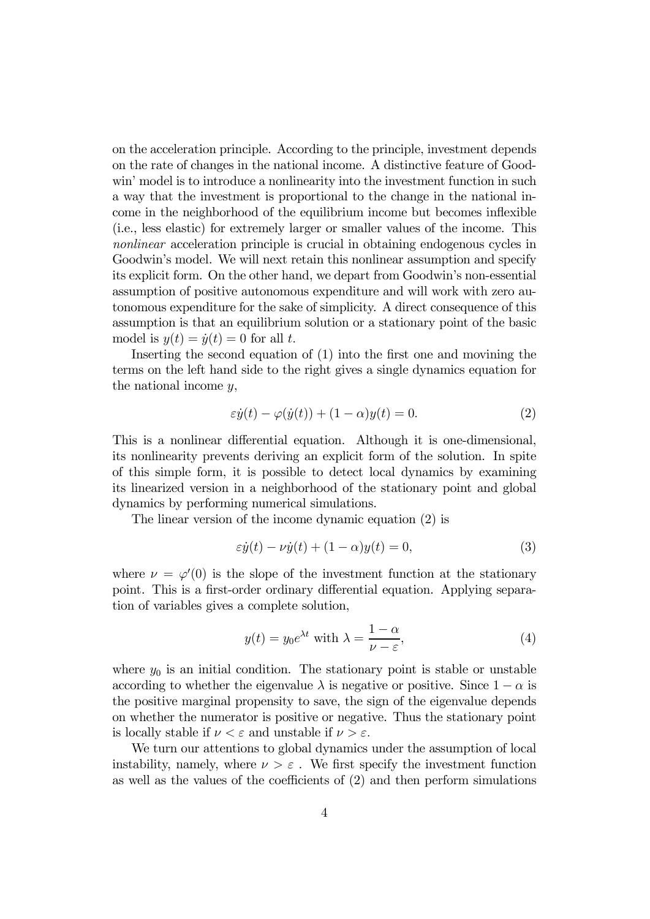on the acceleration principle. According to the principle, investment depends on the rate of changes in the national income. A distinctive feature of Goodwin' model is to introduce a nonlinearity into the investment function in such a way that the investment is proportional to the change in the national income in the neighborhood of the equilibrium income but becomes inflexible (i.e., less elastic) for extremely larger or smaller values of the income. This *nonlinear* acceleration principle is crucial in obtaining endogenous cycles in Goodwin's model. We will next retain this nonlinear assumption and specify its explicit form. On the other hand, we depart from Goodwin's non-essential assumption of positive autonomous expenditure and will work with zero autonomous expenditure for the sake of simplicity. A direct consequence of this assumption is that an equilibrium solution or a stationary point of the basic model is $y(t) = \dot{y}(t) = 0$ for all $t$.

Inserting the second equation of (1) into the first one and movining the terms on the left hand side to the right gives a single dynamics equation for the national income $y$,

$$\varepsilon \dot{y}(t) - \varphi(\dot{y}(t)) + (1 - \alpha) y(t) = 0. \tag{2}$$

This is a nonlinear differential equation. Although it is one-dimensional, its nonlinearity prevents deriving an explicit form of the solution. In spite of this simple form, it is possible to detect local dynamics by examining its linearized version in a neighborhood of the stationary point and global dynamics by performing numerical simulations.

The linear version of the income dynamic equation (2) is

$$\varepsilon \dot{y}(t) - \nu \dot{y}(t) + (1 - \alpha) y(t) = 0, \tag{3}$$

where $\nu = \varphi'(0)$ is the slope of the investment function at the stationary point. This is a first-order ordinary differential equation. Applying separation of variables gives a complete solution,

$$y(t) = y_0 e^{\lambda t} \text{ with } \lambda = \frac{1 - \alpha}{\nu - \varepsilon}, \tag{4}$$

where $y_0$ is an initial condition. The stationary point is stable or unstable according to whether the eigenvalue $\lambda$ is negative or positive. Since $1 - \alpha$ is the positive marginal propensity to save, the sign of the eigenvalue depends on whether the numerator is positive or negative. Thus the stationary point is locally stable if $\nu < \varepsilon$ and unstable if $\nu > \varepsilon$.

We turn our attentions to global dynamics under the assumption of local instability, namely, where $\nu > \varepsilon$ . We first specify the investment function as well as the values of the coefficients of (2) and then perform simulations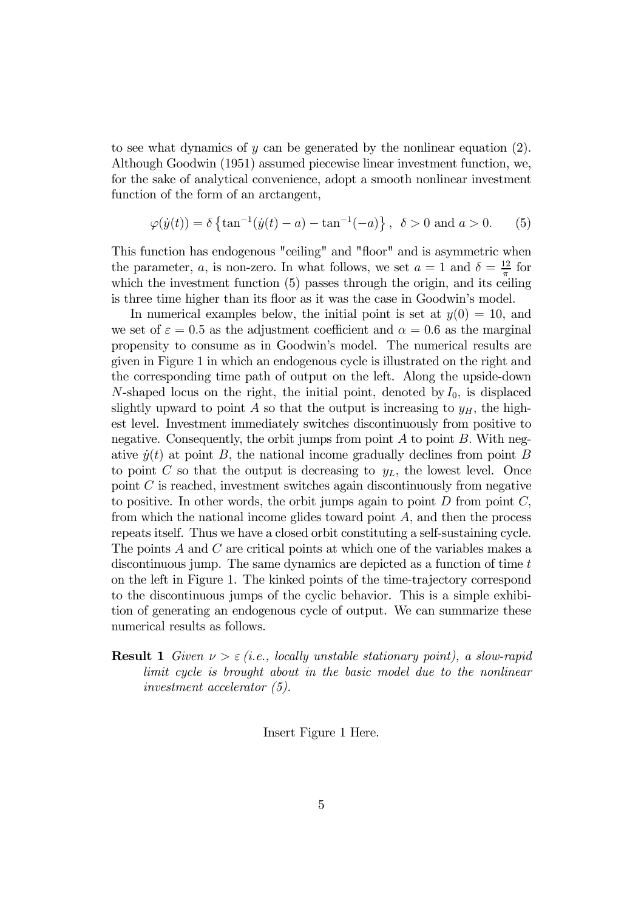to see what dynamics of $y$ can be generated by the nonlinear equation (2). Although Goodwin (1951) assumed piecewise linear investment function, we, for the sake of analytical convenience, adopt a smooth nonlinear investment function of the form of an arctangent,

$$\varphi(\dot{y}(t)) = \delta \left\{ \tan^{-1}(\dot{y}(t) - a) - \tan^{-1}(-a) \right\}, \ \ \delta > 0 \text{ and } a > 0. \qquad (5)$$

This function has endogenous "ceiling" and "floor" and is asymmetric when the parameter, $a$, is non-zero. In what follows, we set $a = 1$ and $\delta = \frac{12}{\pi}$ for which the investment function (5) passes through the origin, and its ceiling is three time higher than its floor as it was the case in Goodwin's model.

In numerical examples below, the initial point is set at $y(0) = 10$, and we set of $\varepsilon = 0.5$ as the adjustment coefficient and $\alpha = 0.6$ as the marginal propensity to consume as in Goodwin's model. The numerical results are given in Figure 1 in which an endogenous cycle is illustrated on the right and the corresponding time path of output on the left. Along the upside-down $N$-shaped locus on the right, the initial point, denoted by $I_0$, is displaced slightly upward to point $A$ so that the output is increasing to $y_H$, the highest level. Investment immediately switches discontinuously from positive to negative. Consequently, the orbit jumps from point $A$ to point $B$. With negative $\dot{y}(t)$ at point $B$, the national income gradually declines from point $B$ to point $C$ so that the output is decreasing to $y_L$, the lowest level. Once point $C$ is reached, investment switches again discontinuously from negative to positive. In other words, the orbit jumps again to point $D$ from point $C$, from which the national income glides toward point $A$, and then the process repeats itself. Thus we have a closed orbit constituting a self-sustaining cycle. The points $A$ and $C$ are critical points at which one of the variables makes a discontinuous jump. The same dynamics are depicted as a function of time $t$ on the left in Figure 1. The kinked points of the time-trajectory correspond to the discontinuous jumps of the cyclic behavior. This is a simple exhibition of generating an endogenous cycle of output. We can summarize these numerical results as follows.

**Result 1** *Given $\nu > \varepsilon$ (i.e., locally unstable stationary point), a slow-rapid limit cycle is brought about in the basic model due to the nonlinear investment accelerator (5).*

Insert Figure 1 Here.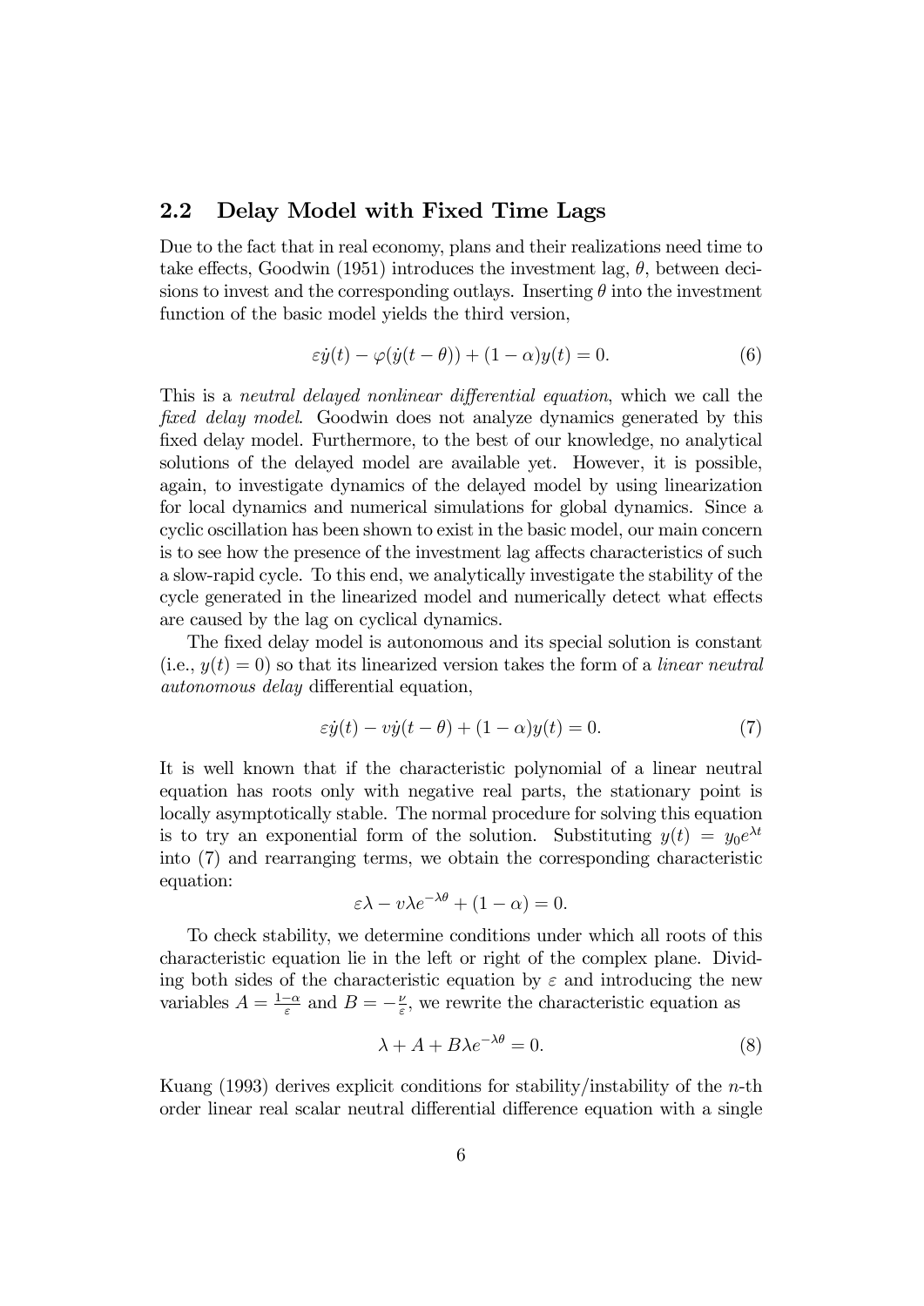## 2.2 Delay Model with Fixed Time Lags

Due to the fact that in real economy, plans and their realizations need time to take effects, Goodwin (1951) introduces the investment lag, $\theta$, between decisions to invest and the corresponding outlays. Inserting $\theta$ into the investment function of the basic model yields the third version,

$$\varepsilon\dot{y}(t) - \varphi(\dot{y}(t-\theta)) + (1-\alpha)y(t) = 0. \tag{6}$$

This is a *neutral delayed nonlinear differential equation*, which we call the *fixed delay model*. Goodwin does not analyze dynamics generated by this fixed delay model. Furthermore, to the best of our knowledge, no analytical solutions of the delayed model are available yet. However, it is possible, again, to investigate dynamics of the delayed model by using linearization for local dynamics and numerical simulations for global dynamics. Since a cyclic oscillation has been shown to exist in the basic model, our main concern is to see how the presence of the investment lag affects characteristics of such a slow-rapid cycle. To this end, we analytically investigate the stability of the cycle generated in the linearized model and numerically detect what effects are caused by the lag on cyclical dynamics.

The fixed delay model is autonomous and its special solution is constant (i.e., $y(t) = 0$) so that its linearized version takes the form of a *linear neutral autonomous delay* differential equation,

$$\varepsilon\dot{y}(t) - v\dot{y}(t-\theta) + (1-\alpha)y(t) = 0. \tag{7}$$

It is well known that if the characteristic polynomial of a linear neutral equation has roots only with negative real parts, the stationary point is locally asymptotically stable. The normal procedure for solving this equation is to try an exponential form of the solution. Substituting $y(t) = y_0e^{\lambda t}$ into (7) and rearranging terms, we obtain the corresponding characteristic equation:

$$\varepsilon\lambda - v\lambda e^{-\lambda\theta} + (1-\alpha) = 0.$$

To check stability, we determine conditions under which all roots of this characteristic equation lie in the left or right of the complex plane. Dividing both sides of the characteristic equation by $\varepsilon$ and introducing the new variables $A = \frac{1-\alpha}{\varepsilon}$ and $B = -\frac{\nu}{\varepsilon}$, we rewrite the characteristic equation as

$$\lambda + A + B\lambda e^{-\lambda\theta} = 0. \tag{8}$$

Kuang (1993) derives explicit conditions for stability/instability of the $n$-th order linear real scalar neutral differential difference equation with a single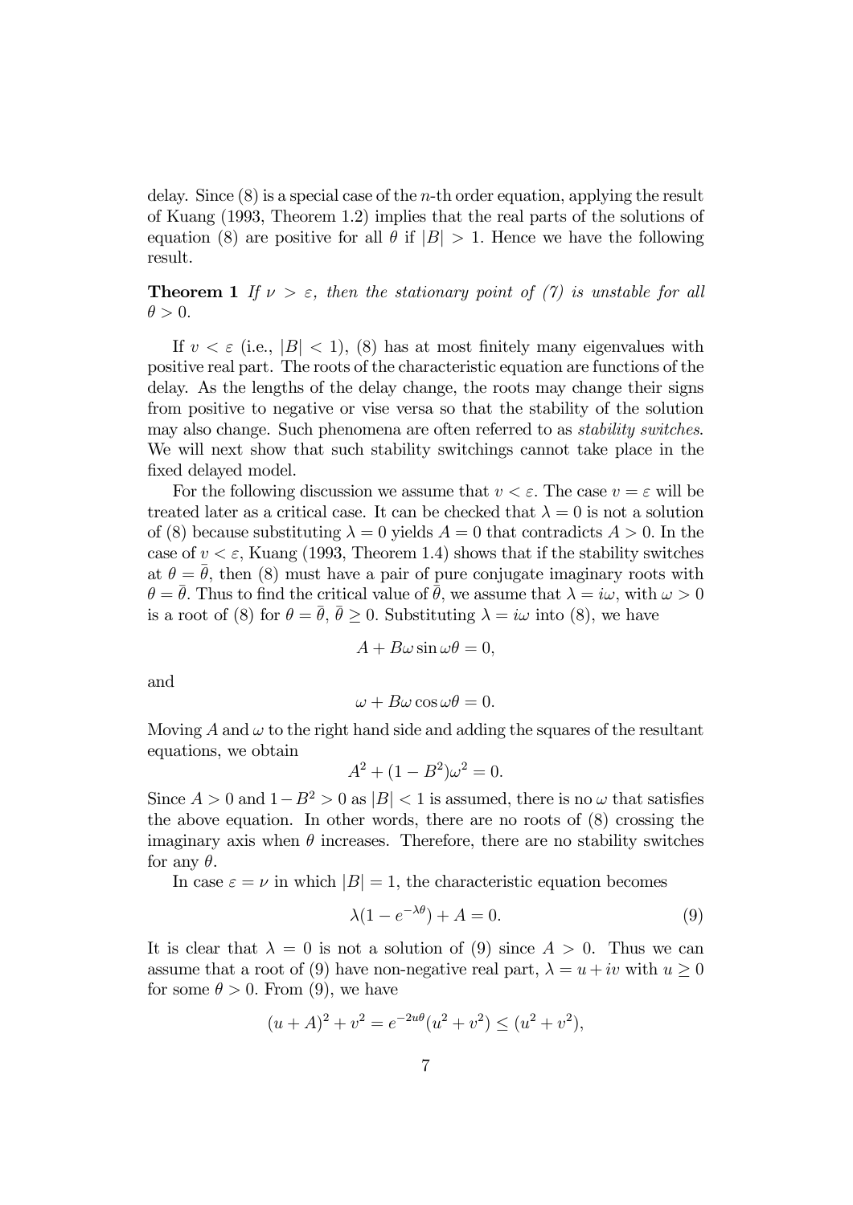delay. Since (8) is a special case of the $n$-th order equation, applying the result of Kuang (1993, Theorem 1.2) implies that the real parts of the solutions of equation (8) are positive for all $\theta$ if $|B| > 1$. Hence we have the following result.

**Theorem 1** *If $\nu > \varepsilon$, then the stationary point of (7) is unstable for all $\theta > 0$.*

If $v < \varepsilon$ (i.e., $|B| < 1$), (8) has at most finitely many eigenvalues with positive real part. The roots of the characteristic equation are functions of the delay. As the lengths of the delay change, the roots may change their signs from positive to negative or vise versa so that the stability of the solution may also change. Such phenomena are often referred to as *stability switches*. We will next show that such stability switchings cannot take place in the fixed delayed model.

For the following discussion we assume that $v < \varepsilon$. The case $v = \varepsilon$ will be treated later as a critical case. It can be checked that $\lambda = 0$ is not a solution of (8) because substituting $\lambda = 0$ yields $A = 0$ that contradicts $A > 0$. In the case of $v < \varepsilon$, Kuang (1993, Theorem 1.4) shows that if the stability switches at $\theta = \bar{\theta}$, then (8) must have a pair of pure conjugate imaginary roots with $\theta = \bar{\theta}$. Thus to find the critical value of $\bar{\theta}$, we assume that $\lambda = i\omega$, with $\omega > 0$ is a root of (8) for $\theta = \bar{\theta}$, $\bar{\theta} \geq 0$. Substituting $\lambda = i\omega$ into (8), we have

$$A + B\omega \sin \omega\theta = 0,$$

and

$$\omega + B\omega \cos \omega\theta = 0.$$

Moving $A$ and $\omega$ to the right hand side and adding the squares of the resultant equations, we obtain

$$A^2 + (1 - B^2)\omega^2 = 0.$$

Since $A > 0$ and $1 - B^2 > 0$ as $|B| < 1$ is assumed, there is no $\omega$ that satisfies the above equation. In other words, there are no roots of (8) crossing the imaginary axis when $\theta$ increases. Therefore, there are no stability switches for any $\theta$.

In case $\varepsilon = \nu$ in which $|B| = 1$, the characteristic equation becomes

$$\lambda(1 - e^{-\lambda\theta}) + A = 0. \tag{9}$$

It is clear that $\lambda = 0$ is not a solution of (9) since $A > 0$. Thus we can assume that a root of (9) have non-negative real part, $\lambda = u + iv$ with $u \geq 0$ for some $\theta > 0$. From (9), we have

$$(u + A)^2 + v^2 = e^{-2u\theta}(u^2 + v^2) \leq (u^2 + v^2),$$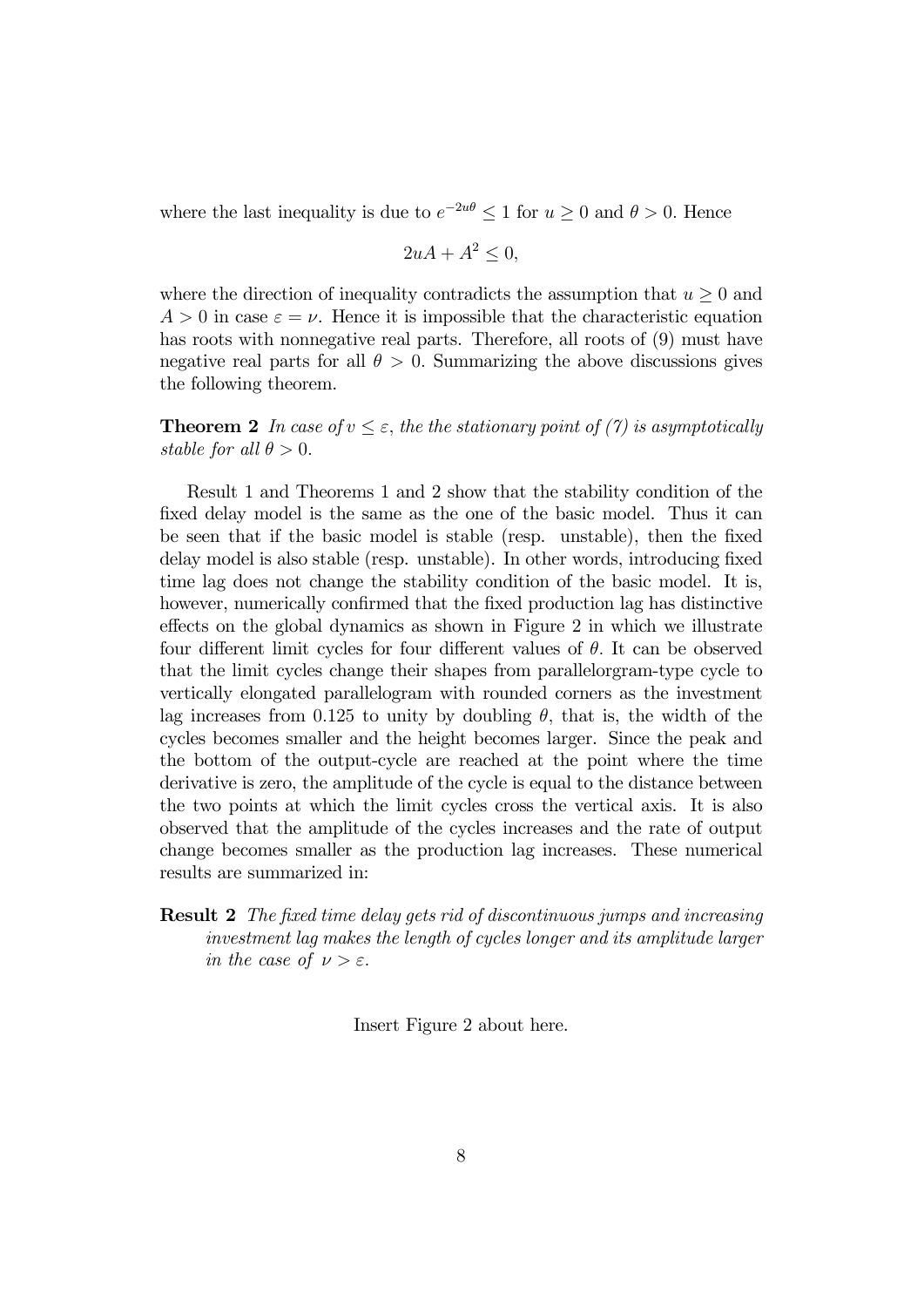where the last inequality is due to $e^{-2u\theta} \leq 1$ for $u \geq 0$ and $\theta > 0$. Hence

$$2uA + A^2 \leq 0,$$

where the direction of inequality contradicts the assumption that $u \geq 0$ and $A > 0$ in case $\varepsilon = \nu$. Hence it is impossible that the characteristic equation has roots with nonnegative real parts. Therefore, all roots of (9) must have negative real parts for all $\theta > 0$. Summarizing the above discussions gives the following theorem.

**Theorem 2** *In case of $v \leq \varepsilon$, the the stationary point of (7) is asymptotically stable for all $\theta > 0$.*

Result 1 and Theorems 1 and 2 show that the stability condition of the fixed delay model is the same as the one of the basic model. Thus it can be seen that if the basic model is stable (resp. unstable), then the fixed delay model is also stable (resp. unstable). In other words, introducing fixed time lag does not change the stability condition of the basic model. It is, however, numerically confirmed that the fixed production lag has distinctive effects on the global dynamics as shown in Figure 2 in which we illustrate four different limit cycles for four different values of $\theta$. It can be observed that the limit cycles change their shapes from parallelorgram-type cycle to vertically elongated parallelogram with rounded corners as the investment lag increases from 0.125 to unity by doubling $\theta$, that is, the width of the cycles becomes smaller and the height becomes larger. Since the peak and the bottom of the output-cycle are reached at the point where the time derivative is zero, the amplitude of the cycle is equal to the distance between the two points at which the limit cycles cross the vertical axis. It is also observed that the amplitude of the cycles increases and the rate of output change becomes smaller as the production lag increases. These numerical results are summarized in:

**Result 2** *The fixed time delay gets rid of discontinuous jumps and increasing investment lag makes the length of cycles longer and its amplitude larger in the case of $\nu > \varepsilon$.*

Insert Figure 2 about here.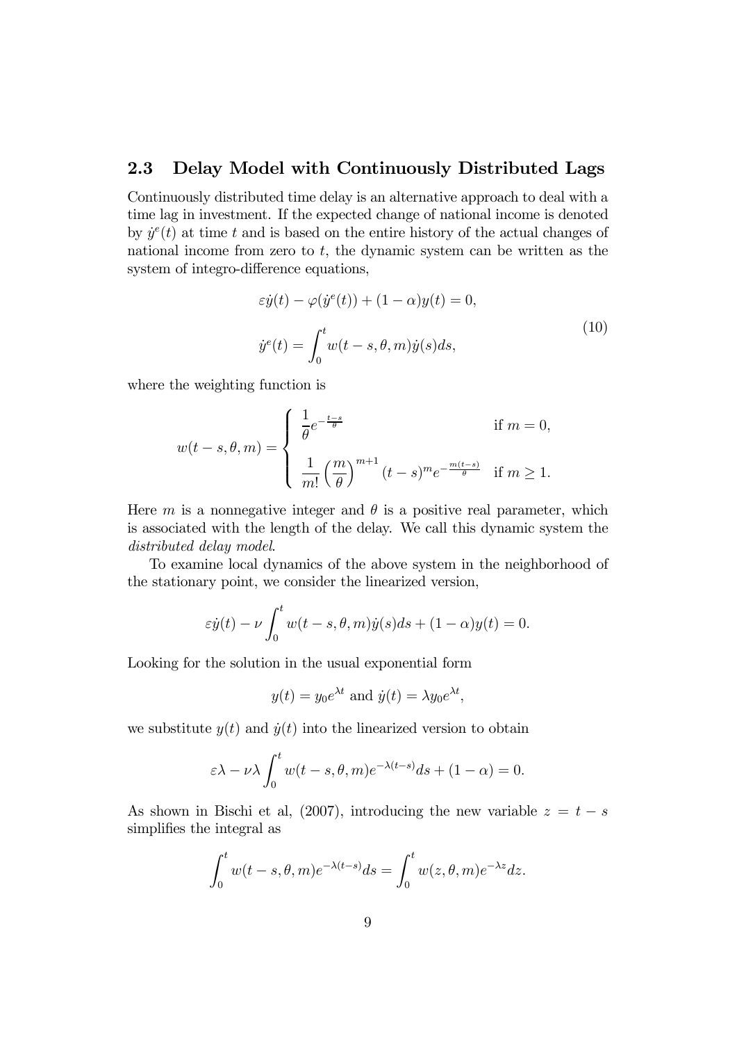### 2.3 Delay Model with Continuously Distributed Lags

Continuously distributed time delay is an alternative approach to deal with a time lag in investment. If the expected change of national income is denoted by $\dot{y}^e(t)$ at time $t$ and is based on the entire history of the actual changes of national income from zero to $t$, the dynamic system can be written as the system of integro-difference equations,

$$
\begin{aligned}
&\varepsilon \dot{y}(t) - \varphi(\dot{y}^e(t)) + (1-\alpha) y(t) = 0, \\
&\dot{y}^e(t) = \int_0^t w(t-s, \theta, m) \dot{y}(s) ds,
\end{aligned}
\tag{10}
$$

where the weighting function is

$$
w(t-s,\theta,m) = \begin{cases} \dfrac{1}{\theta} e^{-\frac{t-s}{\theta}} & \text{if } m = 0, \\[2ex] \dfrac{1}{m!}\left(\dfrac{m}{\theta}\right)^{m+1} (t-s)^m e^{-\frac{m(t-s)}{\theta}} & \text{if } m \geq 1. \end{cases}
$$

Here $m$ is a nonnegative integer and $\theta$ is a positive real parameter, which is associated with the length of the delay. We call this dynamic system the *distributed delay model*.

To examine local dynamics of the above system in the neighborhood of the stationary point, we consider the linearized version,

$$
\varepsilon \dot{y}(t) - \nu \int_0^t w(t-s,\theta,m) \dot{y}(s) ds + (1-\alpha) y(t) = 0.
$$

Looking for the solution in the usual exponential form

$$
y(t) = y_0 e^{\lambda t} \text{ and } \dot{y}(t) = \lambda y_0 e^{\lambda t},
$$

we substitute $y(t)$ and $\dot{y}(t)$ into the linearized version to obtain

$$
\varepsilon \lambda - \nu \lambda \int_0^t w(t-s,\theta,m) e^{-\lambda(t-s)} ds + (1-\alpha) = 0.
$$

As shown in Bischi et al, (2007), introducing the new variable $z = t - s$ simplifies the integral as

$$
\int_0^t w(t-s,\theta,m) e^{-\lambda(t-s)} ds = \int_0^t w(z,\theta,m) e^{-\lambda z} dz.
$$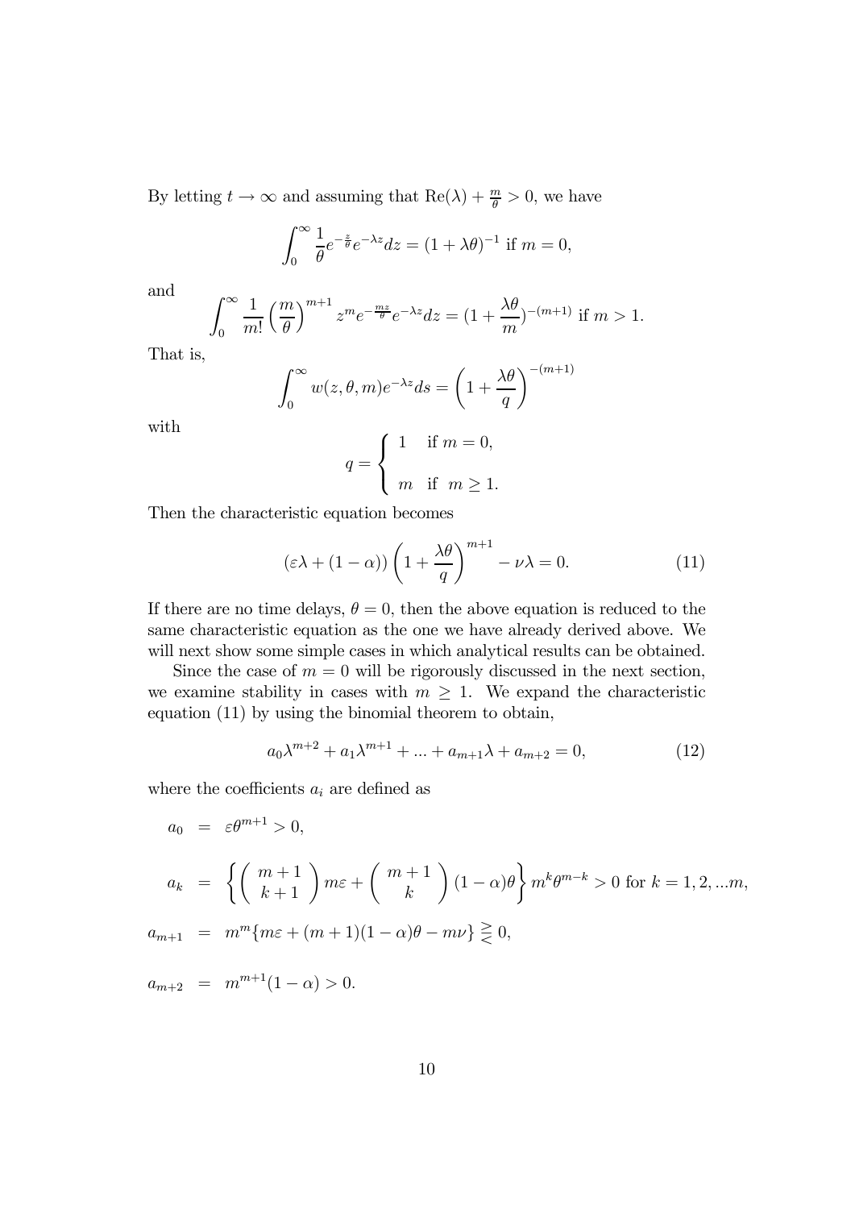By letting $t \to \infty$ and assuming that $\text{Re}(\lambda) + \frac{m}{\theta} > 0$, we have

$$\int_0^\infty \frac{1}{\theta} e^{-\frac{z}{\theta}} e^{-\lambda z} dz = (1 + \lambda\theta)^{-1} \text{ if } m = 0,$$

and

$$\int_0^\infty \frac{1}{m!} \Big(\frac{m}{\theta}\Big)^{m+1} z^m e^{-\frac{mz}{\theta}} e^{-\lambda z} dz = (1 + \frac{\lambda\theta}{m})^{-(m+1)} \text{ if } m > 1.$$

That is,

$$\int_0^\infty w(z, \theta, m) e^{-\lambda z} ds = \left(1 + \frac{\lambda\theta}{q}\right)^{-(m+1)}$$

with

$$q = \begin{cases} 1 & \text{if } m = 0, \\ m & \text{if } m \geq 1. \end{cases}$$

Then the characteristic equation becomes

$$(\varepsilon\lambda + (1 - \alpha)) \left(1 + \frac{\lambda\theta}{q}\right)^{m+1} - \nu\lambda = 0. \tag{11}$$

If there are no time delays, $\theta = 0$, then the above equation is reduced to the same characteristic equation as the one we have already derived above. We will next show some simple cases in which analytical results can be obtained.

Since the case of $m = 0$ will be rigorously discussed in the next section, we examine stability in cases with $m \geq 1$. We expand the characteristic equation (11) by using the binomial theorem to obtain,

$$a_0\lambda^{m+2} + a_1\lambda^{m+1} + ... + a_{m+1}\lambda + a_{m+2} = 0, \tag{12}$$

where the coefficients $a_i$ are defined as

$$\begin{aligned}
a_0 &= \varepsilon\theta^{m+1} > 0, \\
a_k &= \left\{ \binom{m+1}{k+1} m\varepsilon + \binom{m+1}{k} (1-\alpha)\theta \right\} m^k \theta^{m-k} > 0 \text{ for } k = 1, 2, ...m, \\
a_{m+1} &= m^m \{ m\varepsilon + (m+1)(1-\alpha)\theta - m\nu \} \gtreqless 0, \\
a_{m+2} &= m^{m+1}(1-\alpha) > 0.
\end{aligned}$$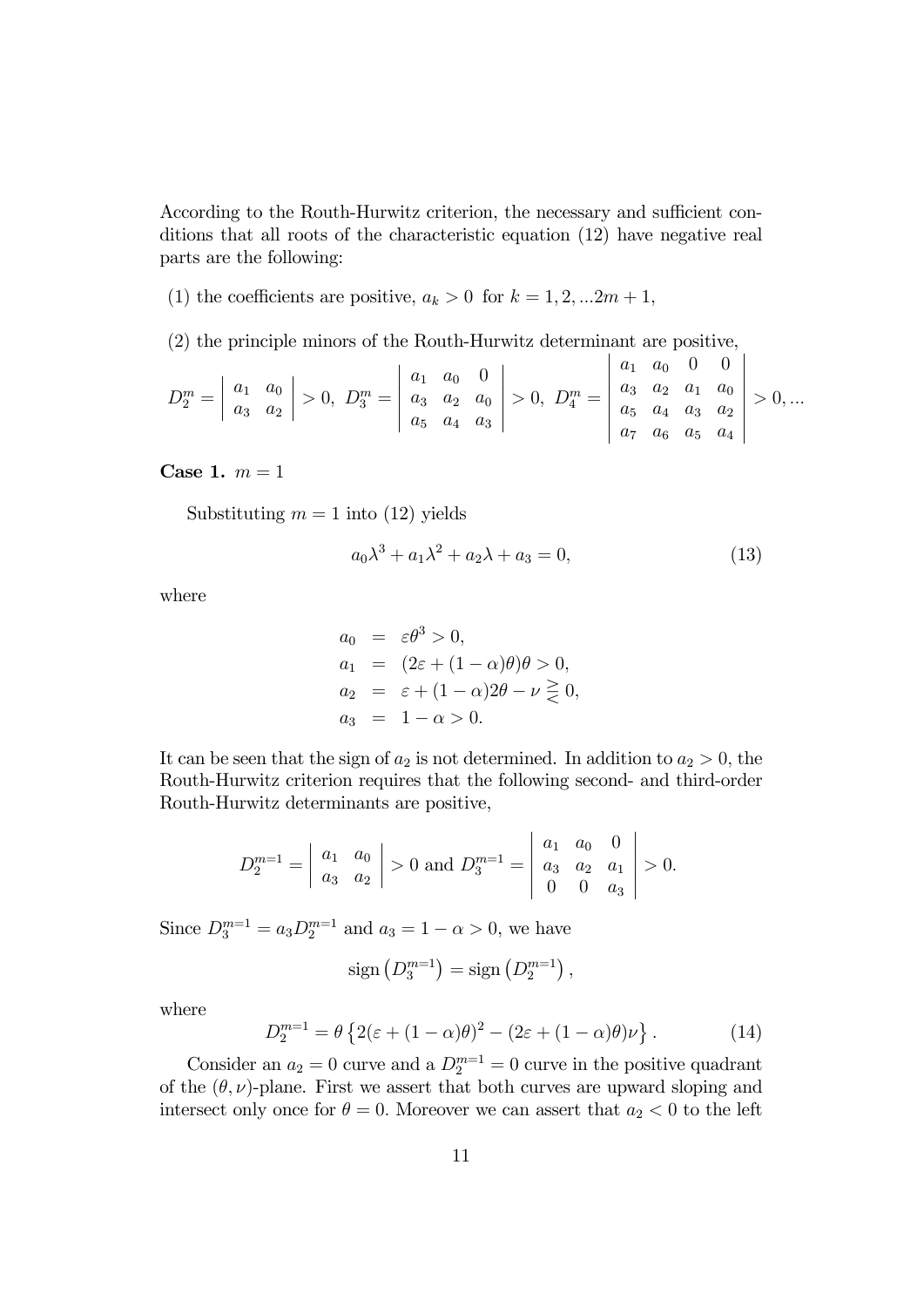According to the Routh-Hurwitz criterion, the necessary and sufficient conditions that all roots of the characteristic equation (12) have negative real parts are the following:

(1) the coefficients are positive, $a_k > 0$ for $k = 1, 2, ...2m + 1$,

(2) the principle minors of the Routh-Hurwitz determinant are positive,

$$D_2^m = \begin{vmatrix} a_1 & a_0 \\ a_3 & a_2 \end{vmatrix} > 0,\ D_3^m = \begin{vmatrix} a_1 & a_0 & 0 \\ a_3 & a_2 & a_0 \\ a_5 & a_4 & a_3 \end{vmatrix} > 0,\ D_4^m = \begin{vmatrix} a_1 & a_0 & 0 & 0 \\ a_3 & a_2 & a_1 & a_0 \\ a_5 & a_4 & a_3 & a_2 \\ a_7 & a_6 & a_5 & a_4 \end{vmatrix} > 0, ...$$

**Case 1.** $m = 1$

Substituting $m = 1$ into (12) yields

$$a_0\lambda^3 + a_1\lambda^2 + a_2\lambda + a_3 = 0, \tag{13}$$

where

$$\begin{aligned} a_0 &= \varepsilon\theta^3 > 0, \\ a_1 &= (2\varepsilon + (1-\alpha)\theta)\theta > 0, \\ a_2 &= \varepsilon + (1-\alpha)2\theta - \nu \gtreqless 0, \\ a_3 &= 1 - \alpha > 0. \end{aligned}$$

It can be seen that the sign of $a_2$ is not determined. In addition to $a_2 > 0$, the Routh-Hurwitz criterion requires that the following second- and third-order Routh-Hurwitz determinants are positive,

$$D_2^{m=1} = \begin{vmatrix} a_1 & a_0 \\ a_3 & a_2 \end{vmatrix} > 0 \text{ and } D_3^{m=1} = \begin{vmatrix} a_1 & a_0 & 0 \\ a_3 & a_2 & a_1 \\ 0 & 0 & a_3 \end{vmatrix} > 0.$$

Since $D_3^{m=1} = a_3 D_2^{m=1}$ and $a_3 = 1 - \alpha > 0$, we have

$$\text{sign}\left(D_3^{m=1}\right) = \text{sign}\left(D_2^{m=1}\right),$$

where

$$D_2^{m=1} = \theta\left\{2(\varepsilon + (1-\alpha)\theta)^2 - (2\varepsilon + (1-\alpha)\theta)\nu\right\}. \tag{14}$$

Consider an $a_2 = 0$ curve and a $D_2^{m=1} = 0$ curve in the positive quadrant of the $(\theta, \nu)$-plane. First we assert that both curves are upward sloping and intersect only once for $\theta = 0$. Moreover we can assert that $a_2 < 0$ to the left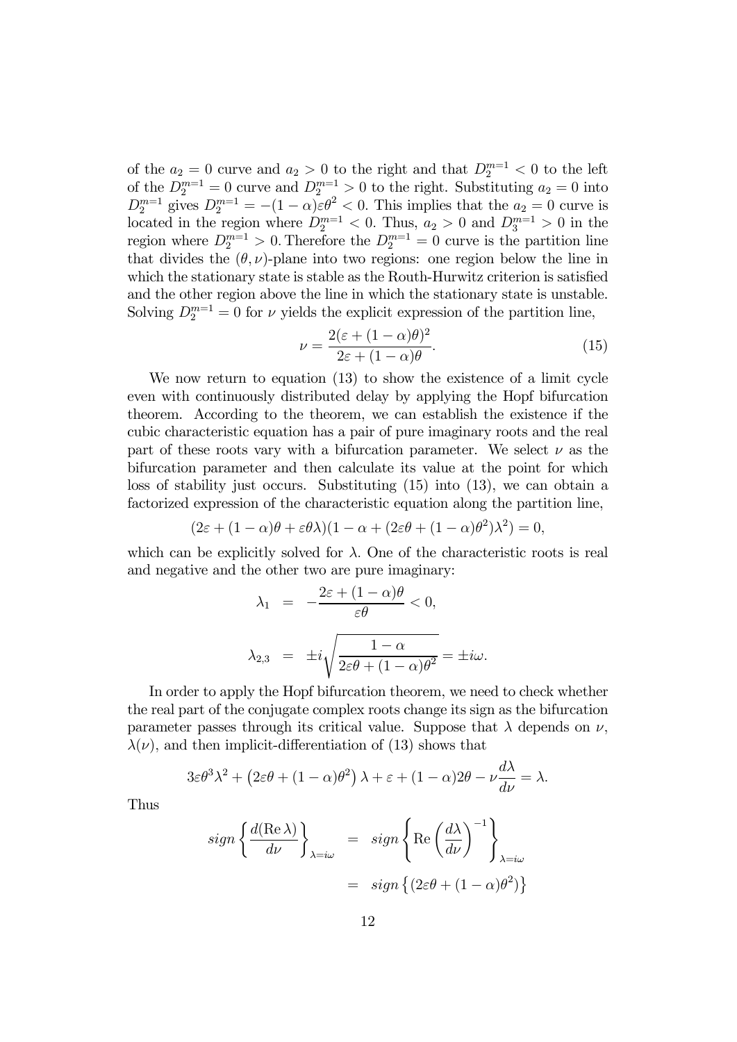of the $a_2 = 0$ curve and $a_2 > 0$ to the right and that $D_2^{m=1} < 0$ to the left of the $D_2^{m=1} = 0$ curve and $D_2^{m=1} > 0$ to the right. Substituting $a_2 = 0$ into $D_2^{m=1}$ gives $D_2^{m=1} = -(1-\alpha)\varepsilon\theta^2 < 0$. This implies that the $a_2 = 0$ curve is located in the region where $D_2^{m=1} < 0$. Thus, $a_2 > 0$ and $D_3^{m=1} > 0$ in the region where $D_2^{m=1} > 0$. Therefore the $D_2^{m=1} = 0$ curve is the partition line that divides the $(\theta, \nu)$-plane into two regions: one region below the line in which the stationary state is stable as the Routh-Hurwitz criterion is satisfied and the other region above the line in which the stationary state is unstable. Solving $D_2^{m=1} = 0$ for $\nu$ yields the explicit expression of the partition line,

$$\nu = \frac{2(\varepsilon + (1-\alpha)\theta)^2}{2\varepsilon + (1-\alpha)\theta}. \tag{15}$$

We now return to equation (13) to show the existence of a limit cycle even with continuously distributed delay by applying the Hopf bifurcation theorem. According to the theorem, we can establish the existence if the cubic characteristic equation has a pair of pure imaginary roots and the real part of these roots vary with a bifurcation parameter. We select $\nu$ as the bifurcation parameter and then calculate its value at the point for which loss of stability just occurs. Substituting (15) into (13), we can obtain a factorized expression of the characteristic equation along the partition line,

$$(2\varepsilon + (1-\alpha)\theta + \varepsilon\theta\lambda)(1 - \alpha + (2\varepsilon\theta + (1-\alpha)\theta^2)\lambda^2) = 0,$$

which can be explicitly solved for $\lambda$. One of the characteristic roots is real and negative and the other two are pure imaginary:

$$\lambda_1 = -\frac{2\varepsilon + (1-\alpha)\theta}{\varepsilon\theta} < 0,$$

$$\lambda_{2,3} = \pm i\sqrt{\frac{1-\alpha}{2\varepsilon\theta + (1-\alpha)\theta^2}} = \pm i\omega.$$

In order to apply the Hopf bifurcation theorem, we need to check whether the real part of the conjugate complex roots change its sign as the bifurcation parameter passes through its critical value. Suppose that $\lambda$ depends on $\nu$, $\lambda(\nu)$, and then implicit-differentiation of (13) shows that

$$3\varepsilon\theta^3\lambda^2 + \left(2\varepsilon\theta + (1-\alpha)\theta^2\right)\lambda + \varepsilon + (1-\alpha)2\theta - \nu\frac{d\lambda}{d\nu} = \lambda.$$

Thus

$$\begin{aligned} sign\left\{\frac{d(\operatorname{Re}\lambda)}{d\nu}\right\}_{\lambda=i\omega} &= sign\left\{\operatorname{Re}\left(\frac{d\lambda}{d\nu}\right)^{-1}\right\}_{\lambda=i\omega} \\ &= sign\left\{(2\varepsilon\theta + (1-\alpha)\theta^2)\right\} \end{aligned}$$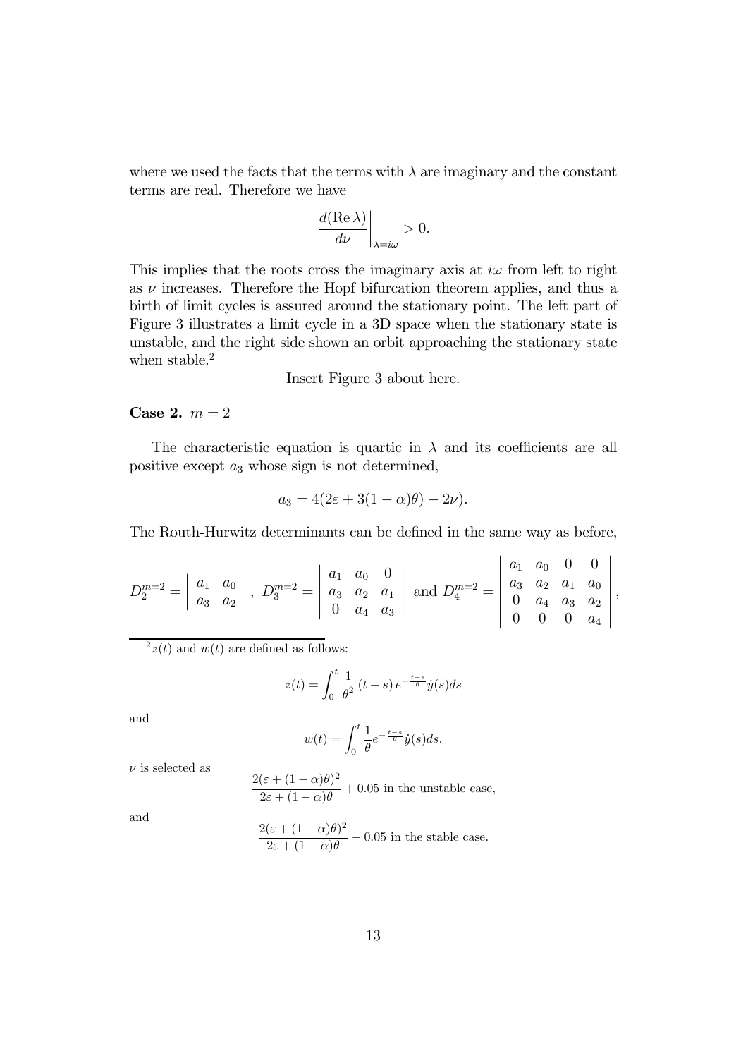where we used the facts that the terms with $\lambda$ are imaginary and the constant terms are real. Therefore we have

$$\left.\frac{d(\operatorname{Re}\lambda)}{d\nu}\right|_{\lambda=i\omega} > 0.$$

This implies that the roots cross the imaginary axis at $i\omega$ from left to right as $\nu$ increases. Therefore the Hopf bifurcation theorem applies, and thus a birth of limit cycles is assured around the stationary point. The left part of Figure 3 illustrates a limit cycle in a 3D space when the stationary state is unstable, and the right side shown an orbit approaching the stationary state when stable.[2]

Insert Figure 3 about here.

**Case 2.** $m = 2$

The characteristic equation is quartic in $\lambda$ and its coefficients are all positive except $a_3$ whose sign is not determined,

$$a_3 = 4(2\varepsilon + 3(1-\alpha)\theta) - 2\nu).$$

The Routh-Hurwitz determinants can be defined in the same way as before,

$$D_2^{m=2} = \begin{vmatrix} a_1 & a_0 \\ a_3 & a_2 \end{vmatrix},\ D_3^{m=2} = \begin{vmatrix} a_1 & a_0 & 0 \\ a_3 & a_2 & a_1 \\ 0 & a_4 & a_3 \end{vmatrix} \text{ and } D_4^{m=2} = \begin{vmatrix} a_1 & a_0 & 0 & 0 \\ a_3 & a_2 & a_1 & a_0 \\ 0 & a_4 & a_3 & a_2 \\ 0 & 0 & 0 & a_4 \end{vmatrix},$$

---

[2] $z(t)$ and $w(t)$ are defined as follows:

$$z(t) = \int_0^t \frac{1}{\theta^2}(t-s)\, e^{-\frac{t-s}{\theta}} \dot{y}(s) ds$$

and

$$w(t) = \int_0^t \frac{1}{\theta} e^{-\frac{t-s}{\theta}} \dot{y}(s) ds.$$

$\nu$ is selected as

$$\frac{2(\varepsilon + (1-\alpha)\theta)^2}{2\varepsilon + (1-\alpha)\theta} + 0.05 \text{ in the unstable case,}$$

and

$$\frac{2(\varepsilon + (1-\alpha)\theta)^2}{2\varepsilon + (1-\alpha)\theta} - 0.05 \text{ in the stable case.}$$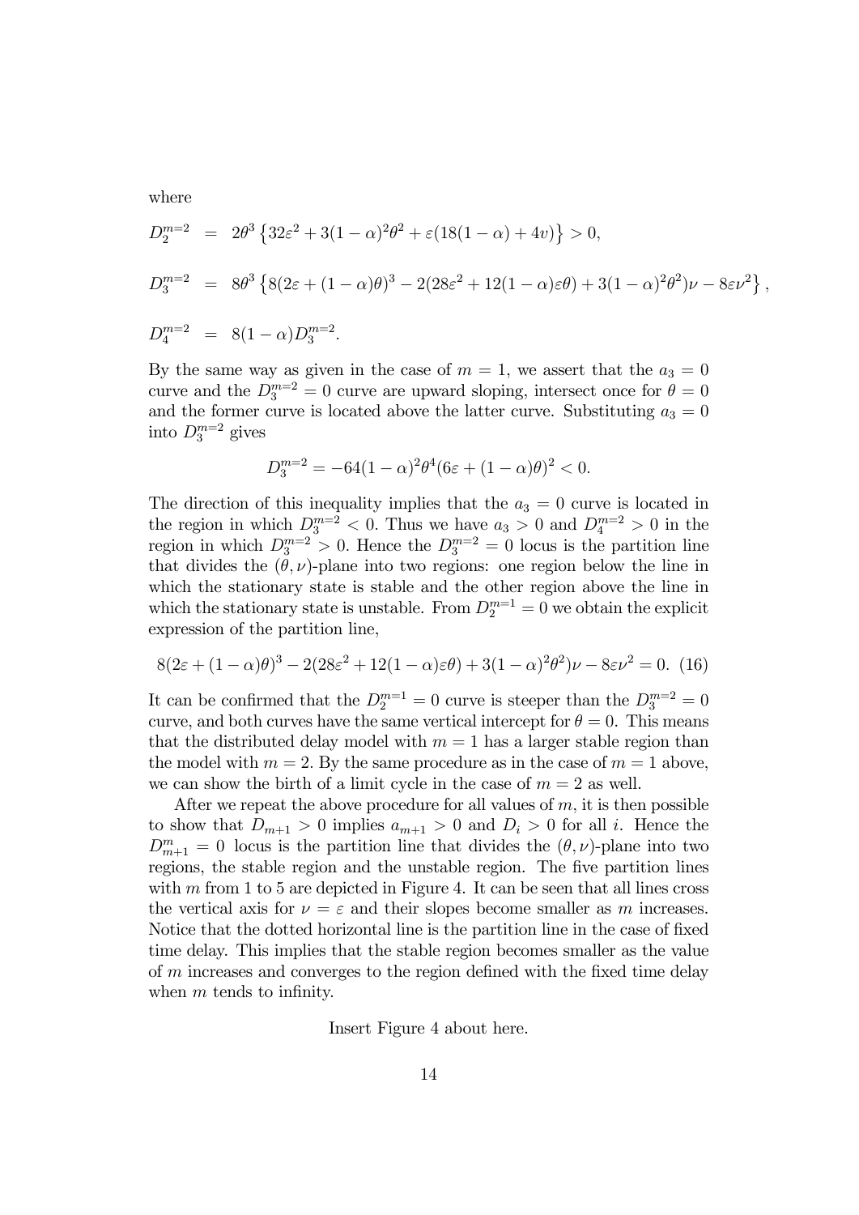where

$$
\begin{aligned}
D_2^{m=2} &= 2\theta^3 \left\{32\varepsilon^2 + 3(1-\alpha)^2\theta^2 + \varepsilon(18(1-\alpha) + 4v)\right\} > 0, \\
D_3^{m=2} &= 8\theta^3 \left\{8(2\varepsilon + (1-\alpha)\theta)^3 - 2(28\varepsilon^2 + 12(1-\alpha)\varepsilon\theta) + 3(1-\alpha)^2\theta^2)\nu - 8\varepsilon\nu^2\right\}, \\
D_4^{m=2} &= 8(1-\alpha)D_3^{m=2}.
\end{aligned}
$$

By the same way as given in the case of $m = 1$, we assert that the $a_3 = 0$ curve and the $D_3^{m=2} = 0$ curve are upward sloping, intersect once for $\theta = 0$ and the former curve is located above the latter curve. Substituting $a_3 = 0$ into $D_3^{m=2}$ gives

$$
D_3^{m=2} = -64(1-\alpha)^2\theta^4(6\varepsilon + (1-\alpha)\theta)^2 < 0.
$$

The direction of this inequality implies that the $a_3 = 0$ curve is located in the region in which $D_3^{m=2} < 0$. Thus we have $a_3 > 0$ and $D_4^{m=2} > 0$ in the region in which $D_3^{m=2} > 0$. Hence the $D_3^{m=2} = 0$ locus is the partition line that divides the $(\theta, \nu)$-plane into two regions: one region below the line in which the stationary state is stable and the other region above the line in which the stationary state is unstable. From $D_2^{m=1} = 0$ we obtain the explicit expression of the partition line,

$$
8(2\varepsilon + (1-\alpha)\theta)^3 - 2(28\varepsilon^2 + 12(1-\alpha)\varepsilon\theta) + 3(1-\alpha)^2\theta^2)\nu - 8\varepsilon\nu^2 = 0. \quad (16)
$$

It can be confirmed that the $D_2^{m=1} = 0$ curve is steeper than the $D_3^{m=2} = 0$ curve, and both curves have the same vertical intercept for $\theta = 0$. This means that the distributed delay model with $m = 1$ has a larger stable region than the model with $m = 2$. By the same procedure as in the case of $m = 1$ above, we can show the birth of a limit cycle in the case of $m = 2$ as well.

After we repeat the above procedure for all values of $m$, it is then possible to show that $D_{m+1} > 0$ implies $a_{m+1} > 0$ and $D_i > 0$ for all $i$. Hence the $D_{m+1}^m = 0$ locus is the partition line that divides the $(\theta, \nu)$-plane into two regions, the stable region and the unstable region. The five partition lines with $m$ from 1 to 5 are depicted in Figure 4. It can be seen that all lines cross the vertical axis for $\nu = \varepsilon$ and their slopes become smaller as $m$ increases. Notice that the dotted horizontal line is the partition line in the case of fixed time delay. This implies that the stable region becomes smaller as the value of $m$ increases and converges to the region defined with the fixed time delay when $m$ tends to infinity.

Insert Figure 4 about here.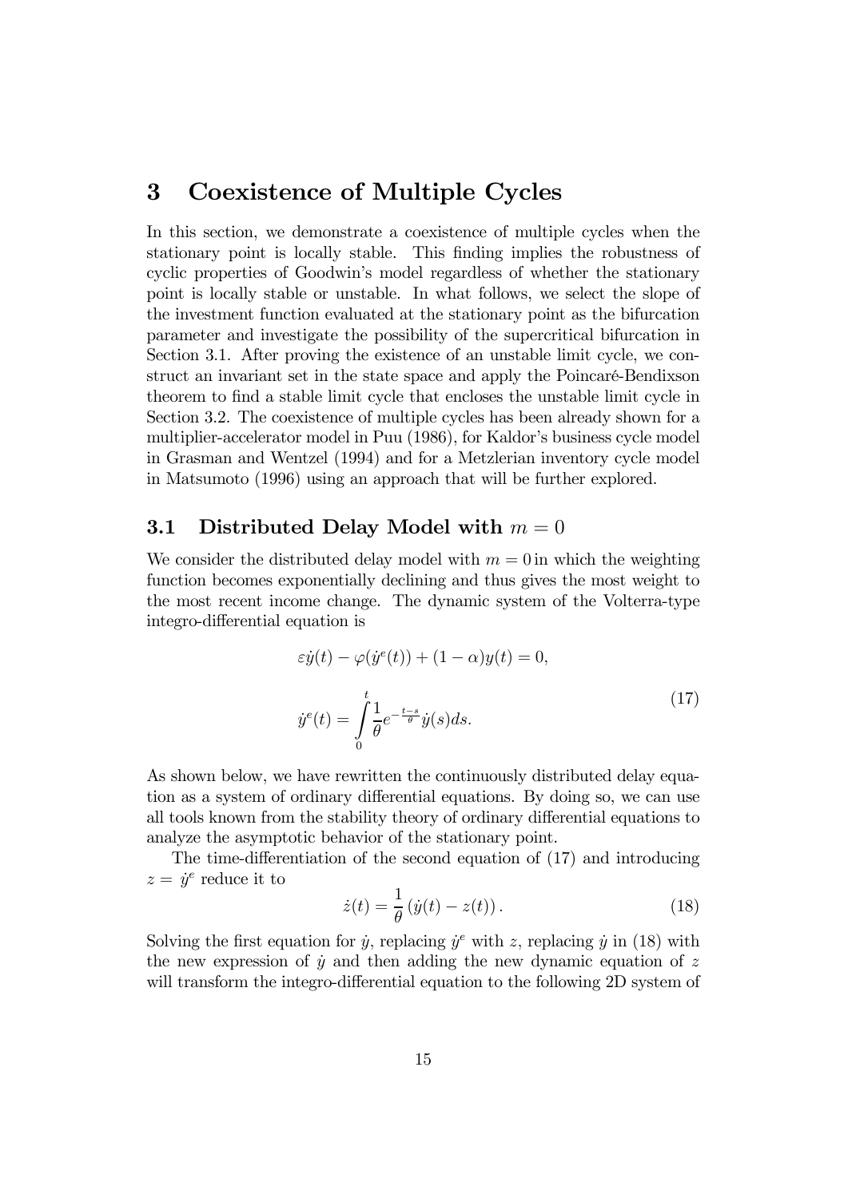# 3 Coexistence of Multiple Cycles

In this section, we demonstrate a coexistence of multiple cycles when the stationary point is locally stable. This finding implies the robustness of cyclic properties of Goodwin's model regardless of whether the stationary point is locally stable or unstable. In what follows, we select the slope of the investment function evaluated at the stationary point as the bifurcation parameter and investigate the possibility of the supercritical bifurcation in Section 3.1. After proving the existence of an unstable limit cycle, we construct an invariant set in the state space and apply the Poincaré-Bendixson theorem to find a stable limit cycle that encloses the unstable limit cycle in Section 3.2. The coexistence of multiple cycles has been already shown for a multiplier-accelerator model in Puu (1986), for Kaldor's business cycle model in Grasman and Wentzel (1994) and for a Metzlerian inventory cycle model in Matsumoto (1996) using an approach that will be further explored.

## 3.1 Distributed Delay Model with $m = 0$

We consider the distributed delay model with $m = 0$ in which the weighting function becomes exponentially declining and thus gives the most weight to the most recent income change. The dynamic system of the Volterra-type integro-differential equation is

$$
\begin{aligned}
&\varepsilon \dot{y}(t) - \varphi(\dot{y}^e(t)) + (1-\alpha)y(t) = 0, \\
&\dot{y}^e(t) = \int_0^t \frac{1}{\theta} e^{-\frac{t-s}{\theta}} \dot{y}(s) ds.
\end{aligned}
\tag{17}
$$

As shown below, we have rewritten the continuously distributed delay equation as a system of ordinary differential equations. By doing so, we can use all tools known from the stability theory of ordinary differential equations to analyze the asymptotic behavior of the stationary point.

The time-differentiation of the second equation of (17) and introducing $z = \dot{y}^e$ reduce it to

$$
\dot{z}(t) = \frac{1}{\theta}\left(\dot{y}(t) - z(t)\right). \tag{18}
$$

Solving the first equation for $\dot{y}$, replacing $\dot{y}^e$ with $z$, replacing $\dot{y}$ in (18) with the new expression of $\dot{y}$ and then adding the new dynamic equation of $z$ will transform the integro-differential equation to the following 2D system of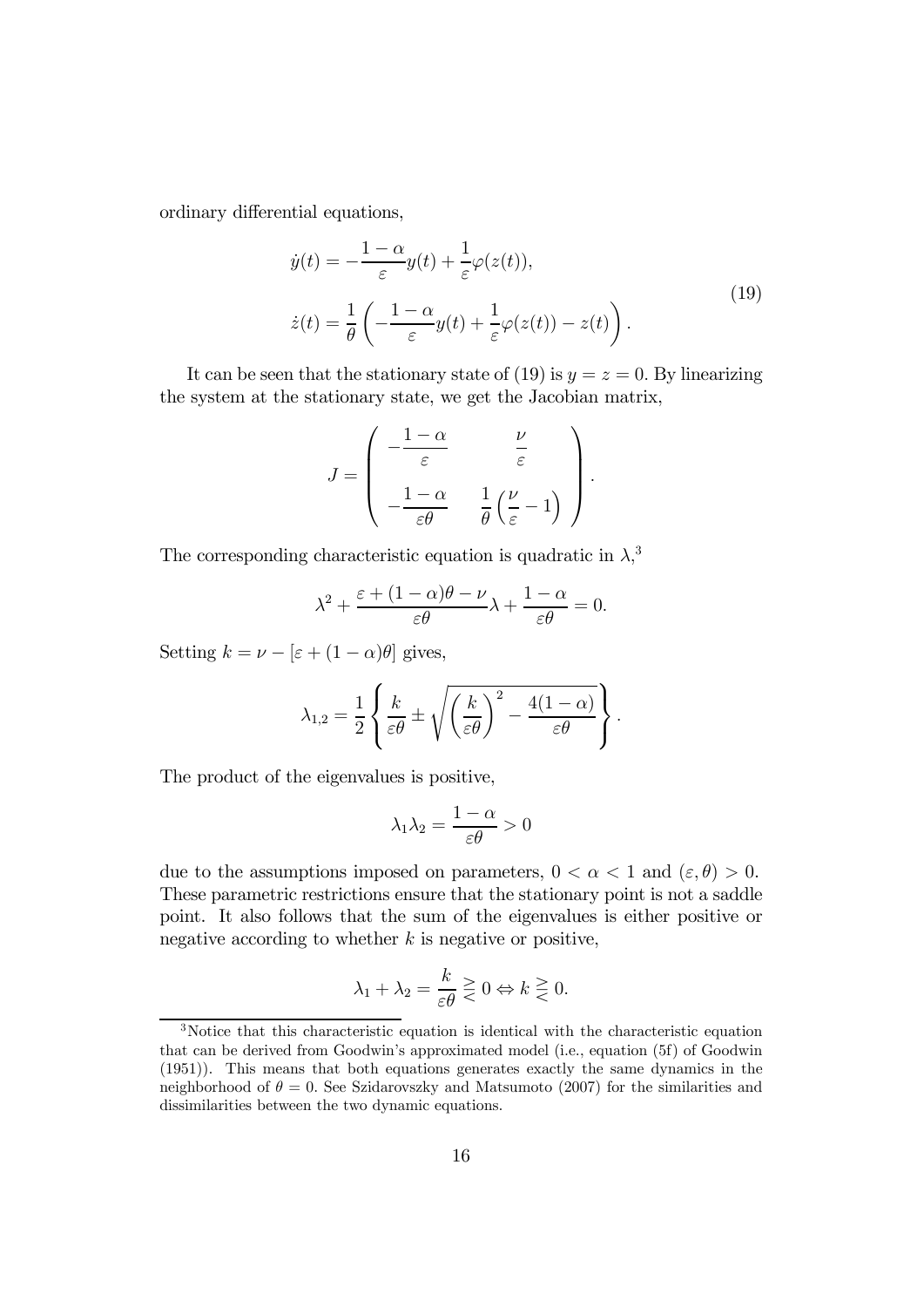ordinary differential equations,

$$
\begin{aligned}
\dot{y}(t) &= -\frac{1-\alpha}{\varepsilon}y(t) + \frac{1}{\varepsilon}\varphi(z(t)), \\
\dot{z}(t) &= \frac{1}{\theta}\left(-\frac{1-\alpha}{\varepsilon}y(t) + \frac{1}{\varepsilon}\varphi(z(t)) - z(t)\right).
\end{aligned}
\tag{19}
$$

It can be seen that the stationary state of (19) is $y = z = 0$. By linearizing the system at the stationary state, we get the Jacobian matrix,

$$
J = \begin{pmatrix} -\dfrac{1-\alpha}{\varepsilon} & \dfrac{\nu}{\varepsilon} \\ -\dfrac{1-\alpha}{\varepsilon\theta} & \dfrac{1}{\theta}\left(\dfrac{\nu}{\varepsilon} - 1\right) \end{pmatrix}.
$$

The corresponding characteristic equation is quadratic in $\lambda$,[3]

$$
\lambda^2 + \frac{\varepsilon + (1-\alpha)\theta - \nu}{\varepsilon\theta}\lambda + \frac{1-\alpha}{\varepsilon\theta} = 0.
$$

Setting $k = \nu - [\varepsilon + (1-\alpha)\theta]$ gives,

$$
\lambda_{1,2} = \frac{1}{2}\left\{\frac{k}{\varepsilon\theta} \pm \sqrt{\left(\frac{k}{\varepsilon\theta}\right)^2 - \frac{4(1-\alpha)}{\varepsilon\theta}}\right\}.
$$

The product of the eigenvalues is positive,

$$
\lambda_1\lambda_2 = \frac{1-\alpha}{\varepsilon\theta} > 0
$$

due to the assumptions imposed on parameters, $0 < \alpha < 1$ and $(\varepsilon, \theta) > 0$. These parametric restrictions ensure that the stationary point is not a saddle point. It also follows that the sum of the eigenvalues is either positive or negative according to whether $k$ is negative or positive,

$$
\lambda_1 + \lambda_2 = \frac{k}{\varepsilon\theta} \gtreqless 0 \Leftrightarrow k \gtreqless 0.
$$

[3] Notice that this characteristic equation is identical with the characteristic equation that can be derived from Goodwin's approximated model (i.e., equation (5f) of Goodwin (1951)). This means that both equations generates exactly the same dynamics in the neighborhood of $\theta = 0$. See Szidarovszky and Matsumoto (2007) for the similarities and dissimilarities between the two dynamic equations.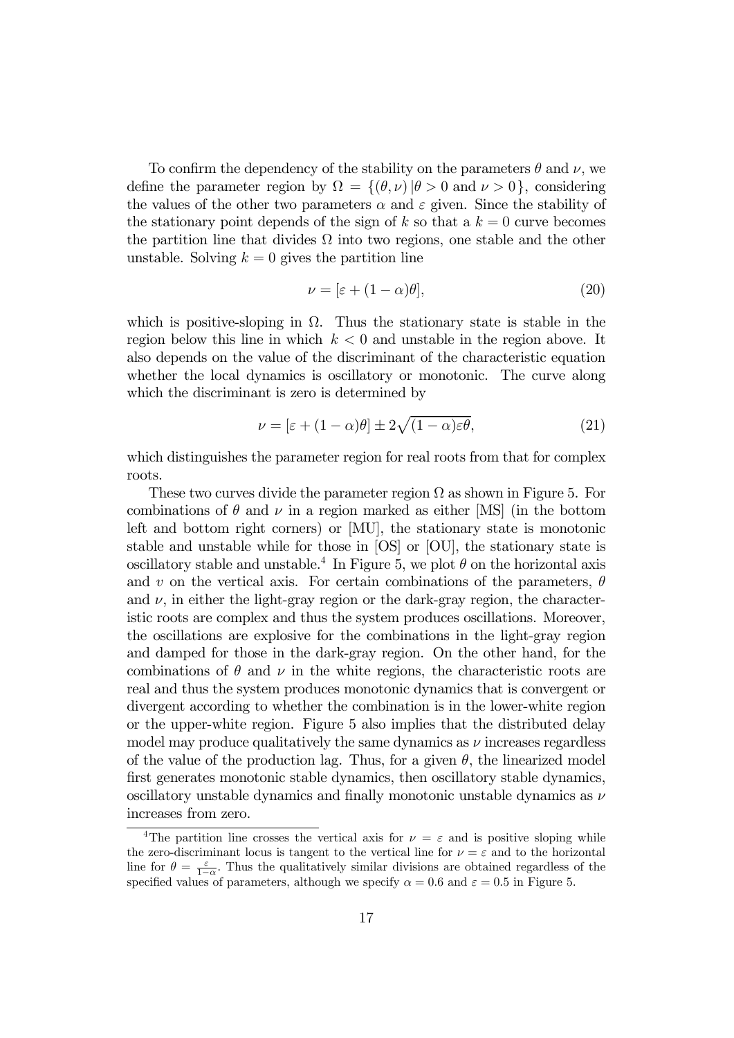To confirm the dependency of the stability on the parameters $\theta$ and $\nu$, we define the parameter region by $\Omega = \{(\theta, \nu) \,|\theta > 0 \text{ and } \nu > 0\}$, considering the values of the other two parameters $\alpha$ and $\varepsilon$ given. Since the stability of the stationary point depends of the sign of $k$ so that a $k = 0$ curve becomes the partition line that divides $\Omega$ into two regions, one stable and the other unstable. Solving $k = 0$ gives the partition line

$$\nu = [\varepsilon + (1 - \alpha)\theta], \tag{20}$$

which is positive-sloping in $\Omega$. Thus the stationary state is stable in the region below this line in which $k < 0$ and unstable in the region above. It also depends on the value of the discriminant of the characteristic equation whether the local dynamics is oscillatory or monotonic. The curve along which the discriminant is zero is determined by

$$\nu = [\varepsilon + (1 - \alpha)\theta] \pm 2\sqrt{(1 - \alpha)\varepsilon\theta}, \tag{21}$$

which distinguishes the parameter region for real roots from that for complex roots.

These two curves divide the parameter region $\Omega$ as shown in Figure 5. For combinations of $\theta$ and $\nu$ in a region marked as either [MS] (in the bottom left and bottom right corners) or [MU], the stationary state is monotonic stable and unstable while for those in [OS] or [OU], the stationary state is oscillatory stable and unstable.[4] In Figure 5, we plot $\theta$ on the horizontal axis and $v$ on the vertical axis. For certain combinations of the parameters, $\theta$ and $\nu$, in either the light-gray region or the dark-gray region, the characteristic roots are complex and thus the system produces oscillations. Moreover, the oscillations are explosive for the combinations in the light-gray region and damped for those in the dark-gray region. On the other hand, for the combinations of $\theta$ and $\nu$ in the white regions, the characteristic roots are real and thus the system produces monotonic dynamics that is convergent or divergent according to whether the combination is in the lower-white region or the upper-white region. Figure 5 also implies that the distributed delay model may produce qualitatively the same dynamics as $\nu$ increases regardless of the value of the production lag. Thus, for a given $\theta$, the linearized model first generates monotonic stable dynamics, then oscillatory stable dynamics, oscillatory unstable dynamics and finally monotonic unstable dynamics as $\nu$ increases from zero.

---

[4] The partition line crosses the vertical axis for $\nu = \varepsilon$ and is positive sloping while the zero-discriminant locus is tangent to the vertical line for $\nu = \varepsilon$ and to the horizontal line for $\theta = \frac{\varepsilon}{1-\alpha}$. Thus the qualitatively similar divisions are obtained regardless of the specified values of parameters, although we specify $\alpha = 0.6$ and $\varepsilon = 0.5$ in Figure 5.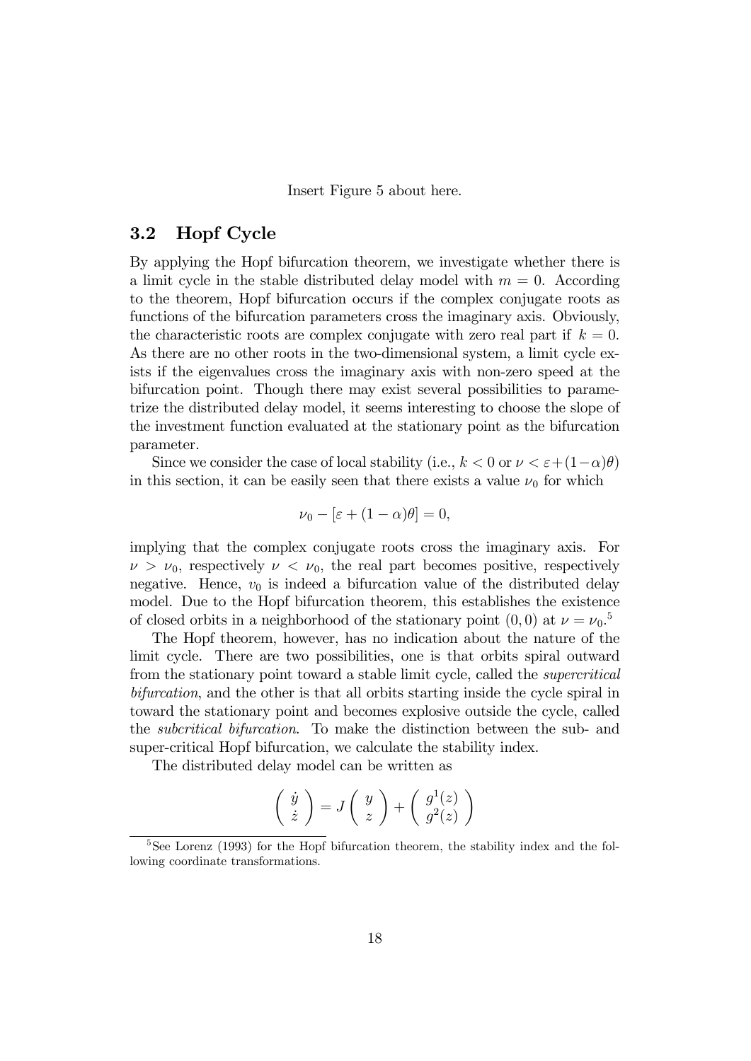Insert Figure 5 about here.

## 3.2 Hopf Cycle

By applying the Hopf bifurcation theorem, we investigate whether there is a limit cycle in the stable distributed delay model with $m = 0$. According to the theorem, Hopf bifurcation occurs if the complex conjugate roots as functions of the bifurcation parameters cross the imaginary axis. Obviously, the characteristic roots are complex conjugate with zero real part if $k = 0$. As there are no other roots in the two-dimensional system, a limit cycle exists if the eigenvalues cross the imaginary axis with non-zero speed at the bifurcation point. Though there may exist several possibilities to parametrize the distributed delay model, it seems interesting to choose the slope of the investment function evaluated at the stationary point as the bifurcation parameter.

Since we consider the case of local stability (i.e., $k < 0$ or $\nu < \varepsilon + (1-\alpha)\theta$) in this section, it can be easily seen that there exists a value $\nu_0$ for which

$$\nu_0 - [\varepsilon + (1-\alpha)\theta] = 0,$$

implying that the complex conjugate roots cross the imaginary axis. For $\nu > \nu_0$, respectively $\nu < \nu_0$, the real part becomes positive, respectively negative. Hence, $v_0$ is indeed a bifurcation value of the distributed delay model. Due to the Hopf bifurcation theorem, this establishes the existence of closed orbits in a neighborhood of the stationary point $(0, 0)$ at $\nu = \nu_0$.[5]

The Hopf theorem, however, has no indication about the nature of the limit cycle. There are two possibilities, one is that orbits spiral outward from the stationary point toward a stable limit cycle, called the *supercritical bifurcation*, and the other is that all orbits starting inside the cycle spiral in toward the stationary point and becomes explosive outside the cycle, called the *subcritical bifurcation*. To make the distinction between the sub- and super-critical Hopf bifurcation, we calculate the stability index.

The distributed delay model can be written as

$$\begin{pmatrix} \dot{y} \\ \dot{z} \end{pmatrix} = J \begin{pmatrix} y \\ z \end{pmatrix} + \begin{pmatrix} g^1(z) \\ g^2(z) \end{pmatrix}$$

[5] See Lorenz (1993) for the Hopf bifurcation theorem, the stability index and the following coordinate transformations.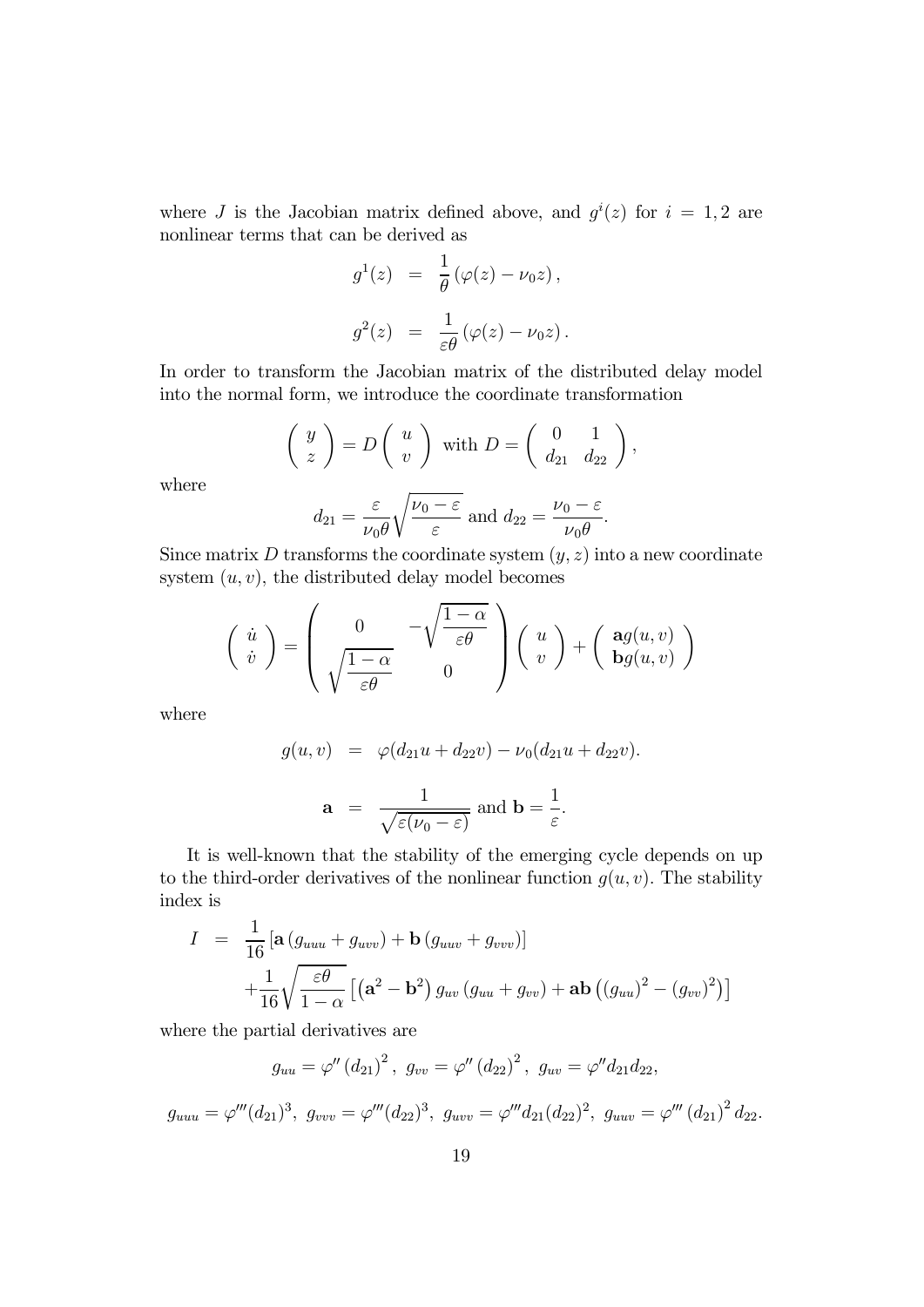where $J$ is the Jacobian matrix defined above, and $g^i(z)$ for $i = 1, 2$ are nonlinear terms that can be derived as

$$g^1(z) = \frac{1}{\theta}\left(\varphi(z) - \nu_0 z\right),$$

$$g^2(z) = \frac{1}{\varepsilon\theta}\left(\varphi(z) - \nu_0 z\right).$$

In order to transform the Jacobian matrix of the distributed delay model into the normal form, we introduce the coordinate transformation

$$\begin{pmatrix} y \\ z \end{pmatrix} = D \begin{pmatrix} u \\ v \end{pmatrix} \text{ with } D = \begin{pmatrix} 0 & 1 \\ d_{21} & d_{22} \end{pmatrix},$$

where

$$d_{21} = \frac{\varepsilon}{\nu_0\theta}\sqrt{\frac{\nu_0 - \varepsilon}{\varepsilon}} \text{ and } d_{22} = \frac{\nu_0 - \varepsilon}{\nu_0\theta}.$$

Since matrix $D$ transforms the coordinate system $(y, z)$ into a new coordinate system $(u, v)$, the distributed delay model becomes

$$\begin{pmatrix} \dot{u} \\ \dot{v} \end{pmatrix} = \begin{pmatrix} 0 & -\sqrt{\dfrac{1-\alpha}{\varepsilon\theta}} \\ \sqrt{\dfrac{1-\alpha}{\varepsilon\theta}} & 0 \end{pmatrix} \begin{pmatrix} u \\ v \end{pmatrix} + \begin{pmatrix} \mathbf{a}g(u,v) \\ \mathbf{b}g(u,v) \end{pmatrix}$$

where

$$g(u,v) = \varphi(d_{21}u + d_{22}v) - \nu_0(d_{21}u + d_{22}v).$$

$$\mathbf{a} = \frac{1}{\sqrt{\varepsilon(\nu_0 - \varepsilon)}} \text{ and } \mathbf{b} = \frac{1}{\varepsilon}.$$

It is well-known that the stability of the emerging cycle depends on up to the third-order derivatives of the nonlinear function $g(u,v)$. The stability index is

$$\begin{aligned} I &= \frac{1}{16}\left[\mathbf{a}\left(g_{uuu} + g_{uvv}\right) + \mathbf{b}\left(g_{uuv} + g_{vvv}\right)\right] \\ &+ \frac{1}{16}\sqrt{\frac{\varepsilon\theta}{1-\alpha}}\left[\left(\mathbf{a}^2 - \mathbf{b}^2\right) g_{uv}\left(g_{uu} + g_{vv}\right) + \mathbf{ab}\left(\left(g_{uu}\right)^2 - \left(g_{vv}\right)^2\right)\right] \end{aligned}$$

where the partial derivatives are

$$g_{uu} = \varphi''\left(d_{21}\right)^2,\ g_{vv} = \varphi''\left(d_{22}\right)^2,\ g_{uv} = \varphi'' d_{21} d_{22},$$

$$g_{uuu} = \varphi'''(d_{21})^3,\ g_{vvv} = \varphi'''(d_{22})^3,\ g_{uvv} = \varphi''' d_{21}(d_{22})^2,\ g_{uuv} = \varphi'''\left(d_{21}\right)^2 d_{22}.$$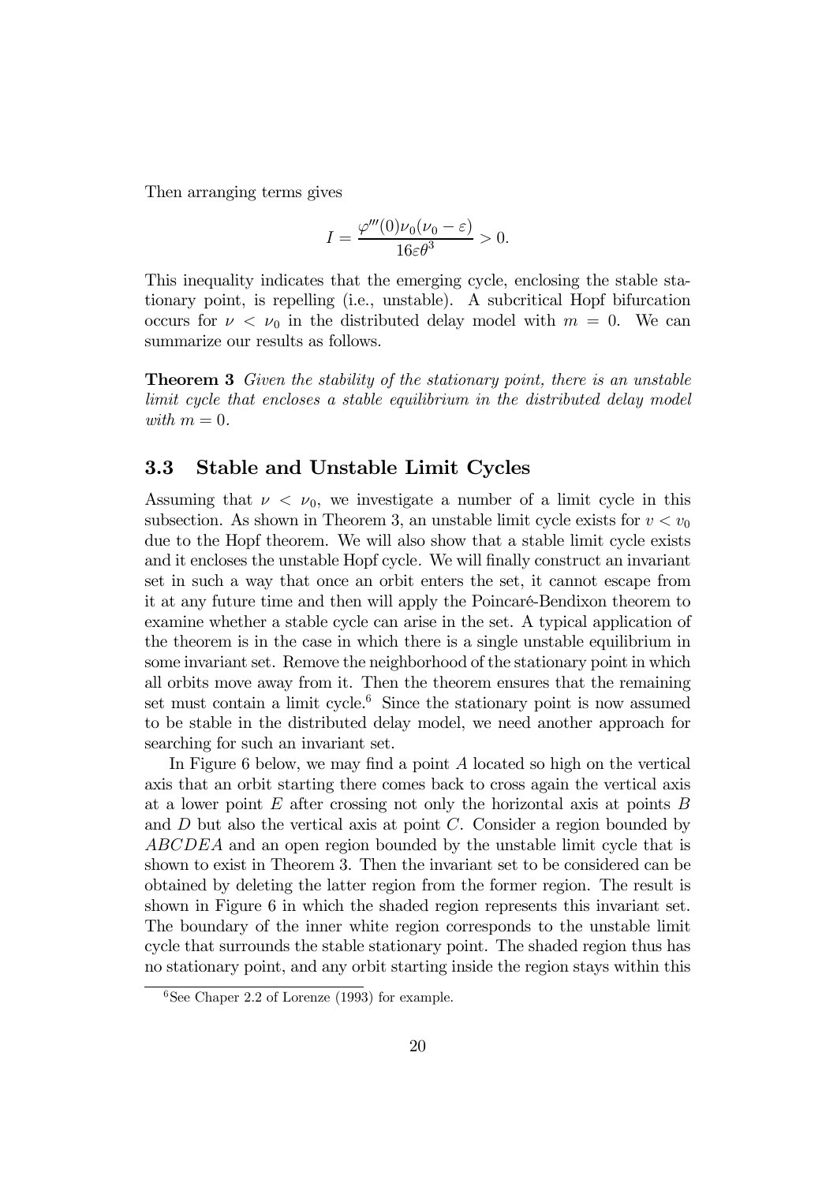Then arranging terms gives

$$I = \frac{\varphi'''(0)\nu_0(\nu_0 - \varepsilon)}{16\varepsilon\theta^3} > 0.$$

This inequality indicates that the emerging cycle, enclosing the stable stationary point, is repelling (i.e., unstable). A subcritical Hopf bifurcation occurs for $\nu < \nu_0$ in the distributed delay model with $m = 0$. We can summarize our results as follows.

**Theorem 3** *Given the stability of the stationary point, there is an unstable limit cycle that encloses a stable equilibrium in the distributed delay model with $m = 0$.*

### 3.3 Stable and Unstable Limit Cycles

Assuming that $\nu < \nu_0$, we investigate a number of a limit cycle in this subsection. As shown in Theorem 3, an unstable limit cycle exists for $v < v_0$ due to the Hopf theorem. We will also show that a stable limit cycle exists and it encloses the unstable Hopf cycle. We will finally construct an invariant set in such a way that once an orbit enters the set, it cannot escape from it at any future time and then will apply the Poincaré-Bendixon theorem to examine whether a stable cycle can arise in the set. A typical application of the theorem is in the case in which there is a single unstable equilibrium in some invariant set. Remove the neighborhood of the stationary point in which all orbits move away from it. Then the theorem ensures that the remaining set must contain a limit cycle.[6] Since the stationary point is now assumed to be stable in the distributed delay model, we need another approach for searching for such an invariant set.

In Figure 6 below, we may find a point $A$ located so high on the vertical axis that an orbit starting there comes back to cross again the vertical axis at a lower point $E$ after crossing not only the horizontal axis at points $B$ and $D$ but also the vertical axis at point $C$. Consider a region bounded by $ABCDEA$ and an open region bounded by the unstable limit cycle that is shown to exist in Theorem 3. Then the invariant set to be considered can be obtained by deleting the latter region from the former region. The result is shown in Figure 6 in which the shaded region represents this invariant set. The boundary of the inner white region corresponds to the unstable limit cycle that surrounds the stable stationary point. The shaded region thus has no stationary point, and any orbit starting inside the region stays within this

[6] See Chaper 2.2 of Lorenze (1993) for example.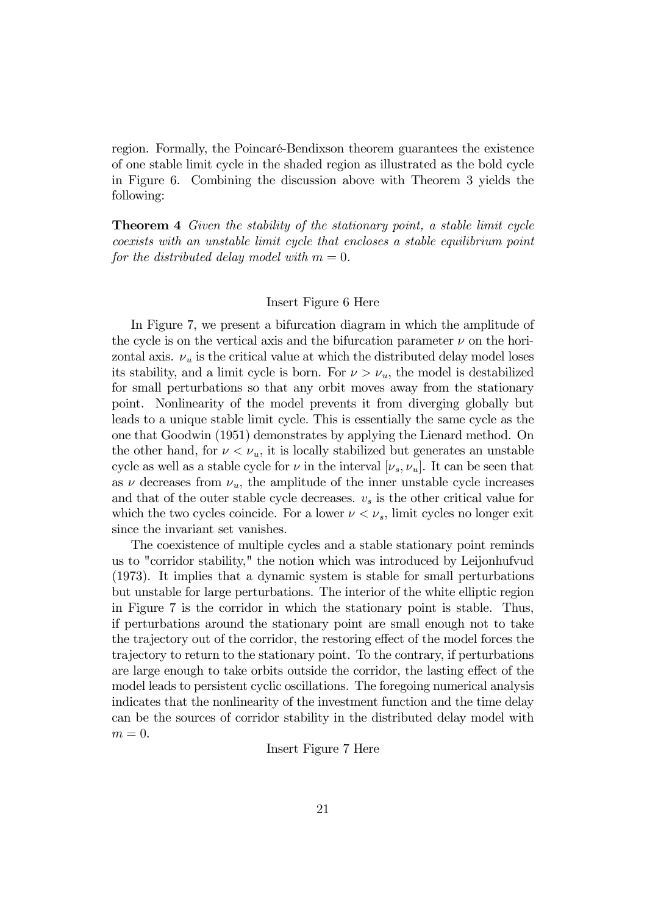region. Formally, the Poincaré-Bendixson theorem guarantees the existence of one stable limit cycle in the shaded region as illustrated as the bold cycle in Figure 6. Combining the discussion above with Theorem 3 yields the following:

**Theorem 4** *Given the stability of the stationary point, a stable limit cycle coexists with an unstable limit cycle that encloses a stable equilibrium point for the distributed delay model with* $m = 0$.

Insert Figure 6 Here

In Figure 7, we present a bifurcation diagram in which the amplitude of the cycle is on the vertical axis and the bifurcation parameter $\nu$ on the horizontal axis. $\nu_u$ is the critical value at which the distributed delay model loses its stability, and a limit cycle is born. For $\nu > \nu_u$, the model is destabilized for small perturbations so that any orbit moves away from the stationary point. Nonlinearity of the model prevents it from diverging globally but leads to a unique stable limit cycle. This is essentially the same cycle as the one that Goodwin (1951) demonstrates by applying the Lienard method. On the other hand, for $\nu < \nu_u$, it is locally stabilized but generates an unstable cycle as well as a stable cycle for $\nu$ in the interval $[\nu_s, \nu_u]$. It can be seen that as $\nu$ decreases from $\nu_u$, the amplitude of the inner unstable cycle increases and that of the outer stable cycle decreases. $v_s$ is the other critical value for which the two cycles coincide. For a lower $\nu < \nu_s$, limit cycles no longer exit since the invariant set vanishes.

The coexistence of multiple cycles and a stable stationary point reminds us to "corridor stability," the notion which was introduced by Leijonhufvud (1973). It implies that a dynamic system is stable for small perturbations but unstable for large perturbations. The interior of the white elliptic region in Figure 7 is the corridor in which the stationary point is stable. Thus, if perturbations around the stationary point are small enough not to take the trajectory out of the corridor, the restoring effect of the model forces the trajectory to return to the stationary point. To the contrary, if perturbations are large enough to take orbits outside the corridor, the lasting effect of the model leads to persistent cyclic oscillations. The foregoing numerical analysis indicates that the nonlinearity of the investment function and the time delay can be the sources of corridor stability in the distributed delay model with $m = 0$.

Insert Figure 7 Here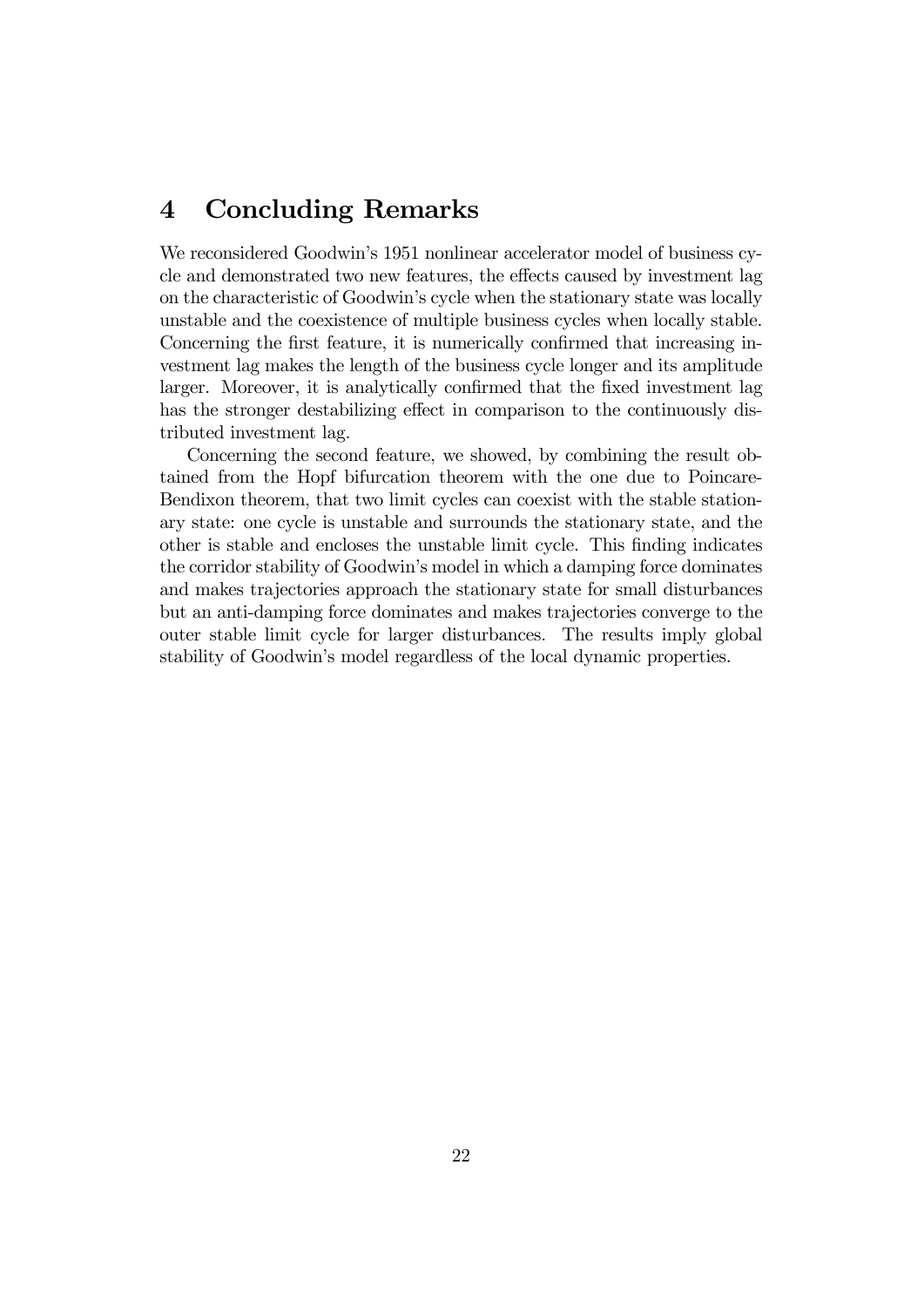## 4 Concluding Remarks

We reconsidered Goodwin's 1951 nonlinear accelerator model of business cycle and demonstrated two new features, the effects caused by investment lag on the characteristic of Goodwin's cycle when the stationary state was locally unstable and the coexistence of multiple business cycles when locally stable. Concerning the first feature, it is numerically confirmed that increasing investment lag makes the length of the business cycle longer and its amplitude larger. Moreover, it is analytically confirmed that the fixed investment lag has the stronger destabilizing effect in comparison to the continuously distributed investment lag.

Concerning the second feature, we showed, by combining the result obtained from the Hopf bifurcation theorem with the one due to Poincare-Bendixon theorem, that two limit cycles can coexist with the stable stationary state: one cycle is unstable and surrounds the stationary state, and the other is stable and encloses the unstable limit cycle. This finding indicates the corridor stability of Goodwin's model in which a damping force dominates and makes trajectories approach the stationary state for small disturbances but an anti-damping force dominates and makes trajectories converge to the outer stable limit cycle for larger disturbances. The results imply global stability of Goodwin's model regardless of the local dynamic properties.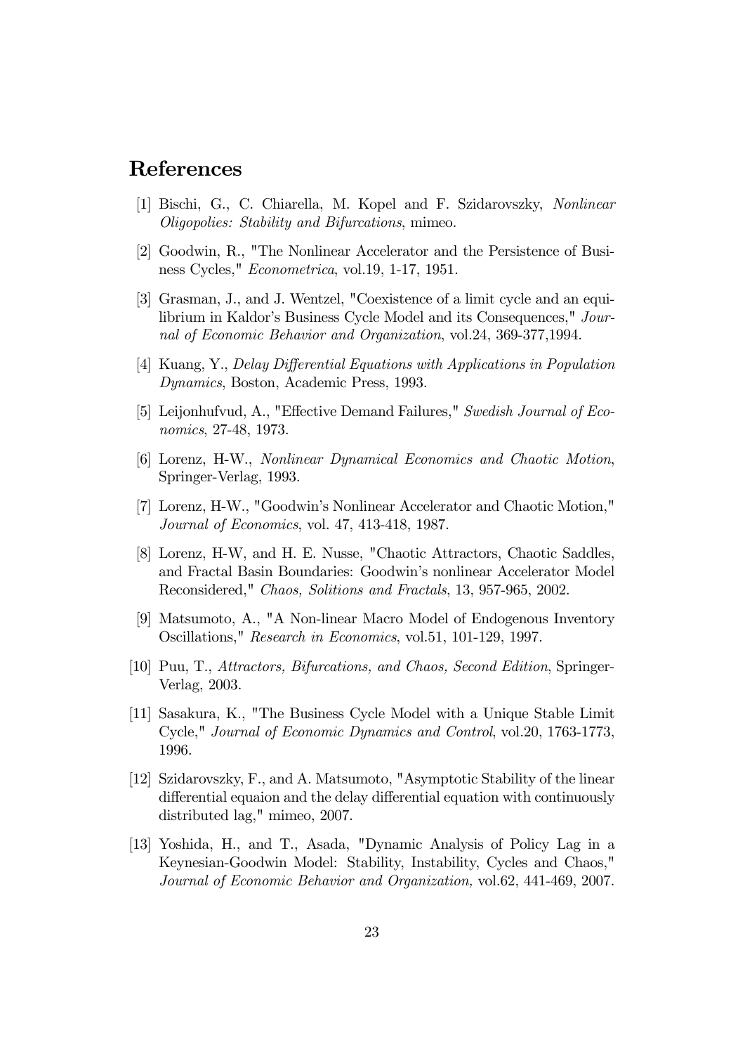## References

[1] Bischi, G., C. Chiarella, M. Kopel and F. Szidarovszky, *Nonlinear Oligopolies: Stability and Bifurcations*, mimeo.

[2] Goodwin, R., "The Nonlinear Accelerator and the Persistence of Business Cycles," *Econometrica*, vol.19, 1-17, 1951.

[3] Grasman, J., and J. Wentzel, "Coexistence of a limit cycle and an equilibrium in Kaldor's Business Cycle Model and its Consequences," *Journal of Economic Behavior and Organization*, vol.24, 369-377,1994.

[4] Kuang, Y., *Delay Differential Equations with Applications in Population Dynamics*, Boston, Academic Press, 1993.

[5] Leijonhufvud, A., "Effective Demand Failures," *Swedish Journal of Economics*, 27-48, 1973.

[6] Lorenz, H-W., *Nonlinear Dynamical Economics and Chaotic Motion*, Springer-Verlag, 1993.

[7] Lorenz, H-W., "Goodwin's Nonlinear Accelerator and Chaotic Motion," *Journal of Economics*, vol. 47, 413-418, 1987.

[8] Lorenz, H-W, and H. E. Nusse, "Chaotic Attractors, Chaotic Saddles, and Fractal Basin Boundaries: Goodwin's nonlinear Accelerator Model Reconsidered," *Chaos, Solitions and Fractals*, 13, 957-965, 2002.

[9] Matsumoto, A., "A Non-linear Macro Model of Endogenous Inventory Oscillations," *Research in Economics*, vol.51, 101-129, 1997.

[10] Puu, T., *Attractors, Bifurcations, and Chaos, Second Edition*, Springer-Verlag, 2003.

[11] Sasakura, K., "The Business Cycle Model with a Unique Stable Limit Cycle," *Journal of Economic Dynamics and Control*, vol.20, 1763-1773, 1996.

[12] Szidarovszky, F., and A. Matsumoto, "Asymptotic Stability of the linear differential equaion and the delay differential equation with continuously distributed lag," mimeo, 2007.

[13] Yoshida, H., and T., Asada, "Dynamic Analysis of Policy Lag in a Keynesian-Goodwin Model: Stability, Instability, Cycles and Chaos," *Journal of Economic Behavior and Organization,* vol.62, 441-469, 2007.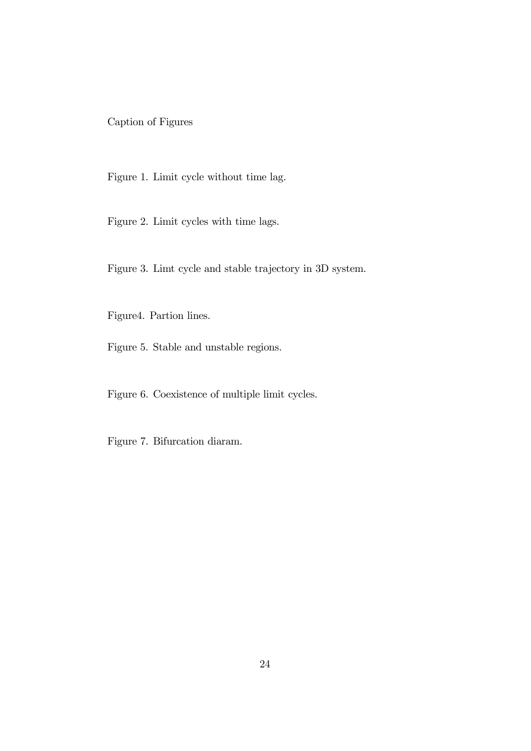Caption of Figures

Figure 1. Limit cycle without time lag.

Figure 2. Limit cycles with time lags.

Figure 3. Limt cycle and stable trajectory in 3D system.

Figure4. Partion lines.

Figure 5. Stable and unstable regions.

Figure 6. Coexistence of multiple limit cycles.

Figure 7. Bifurcation diaram.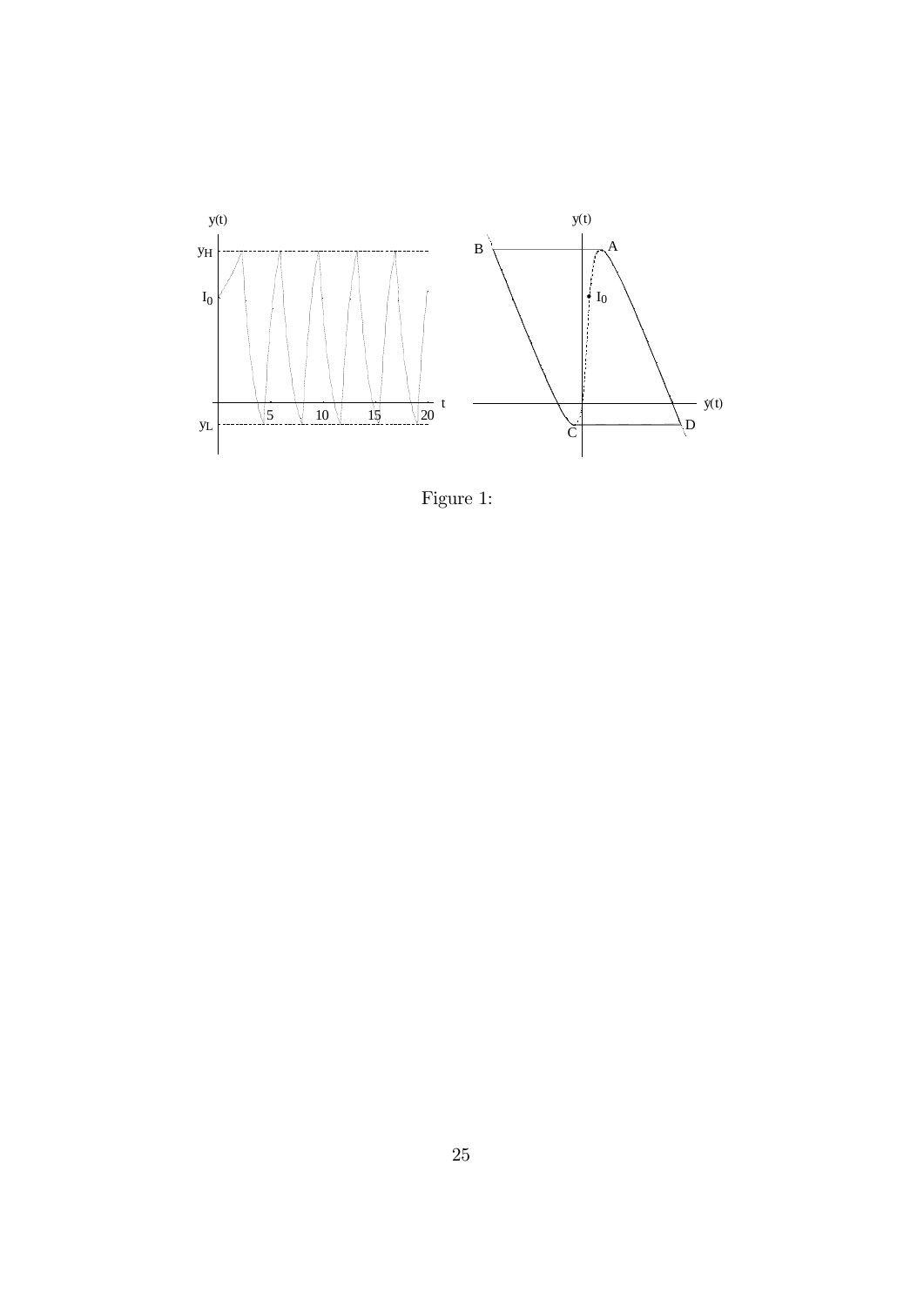Figure 1: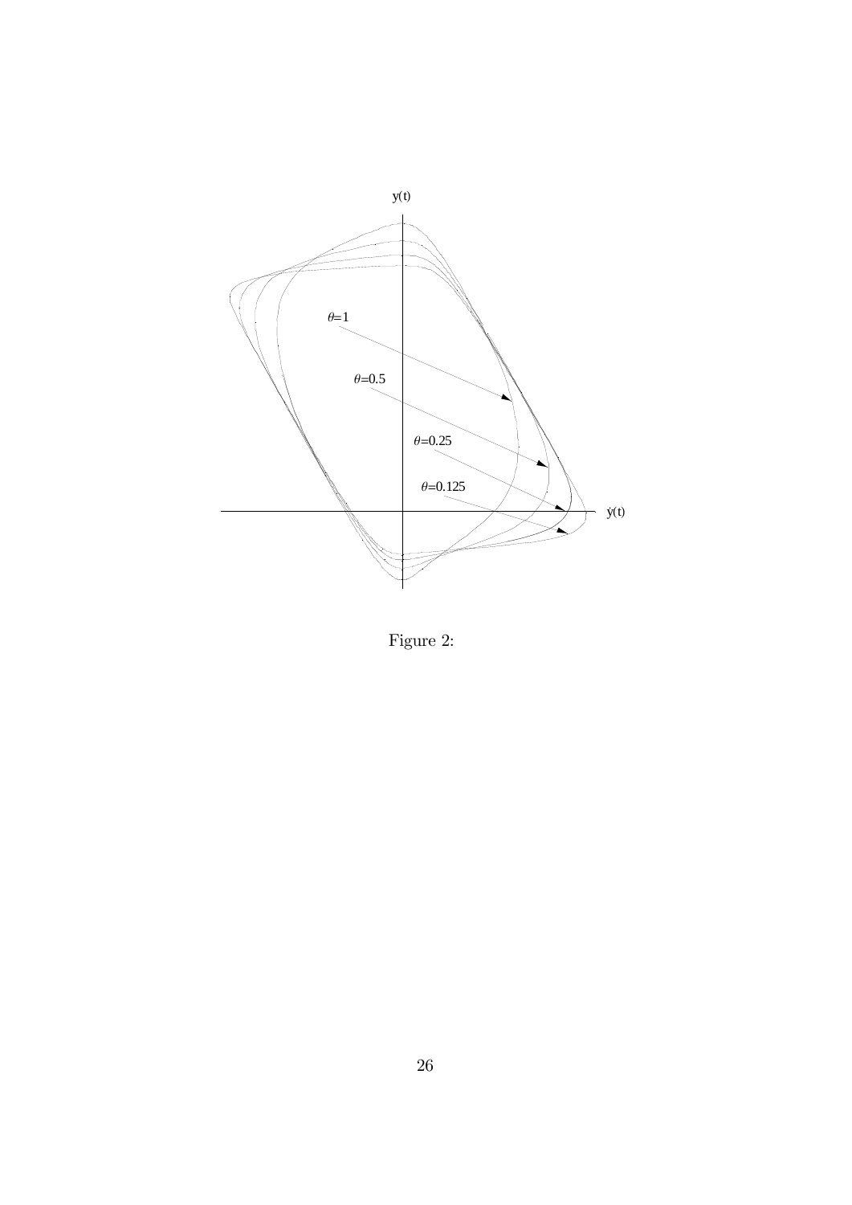Figure 2: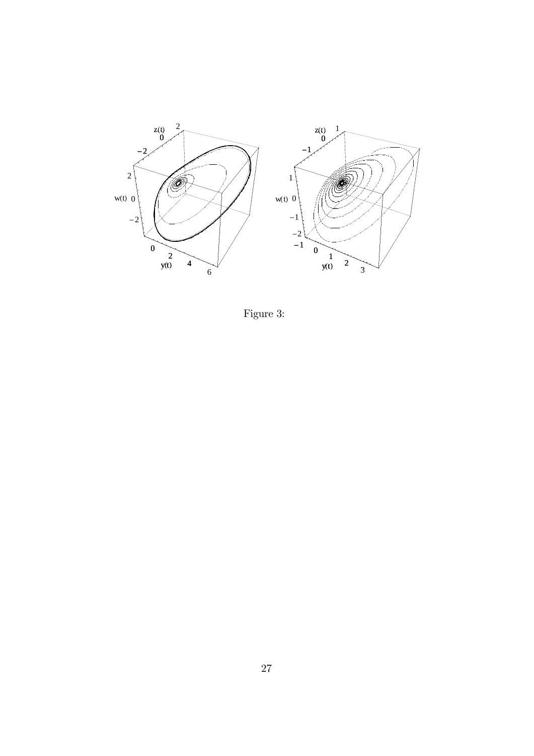Figure 3: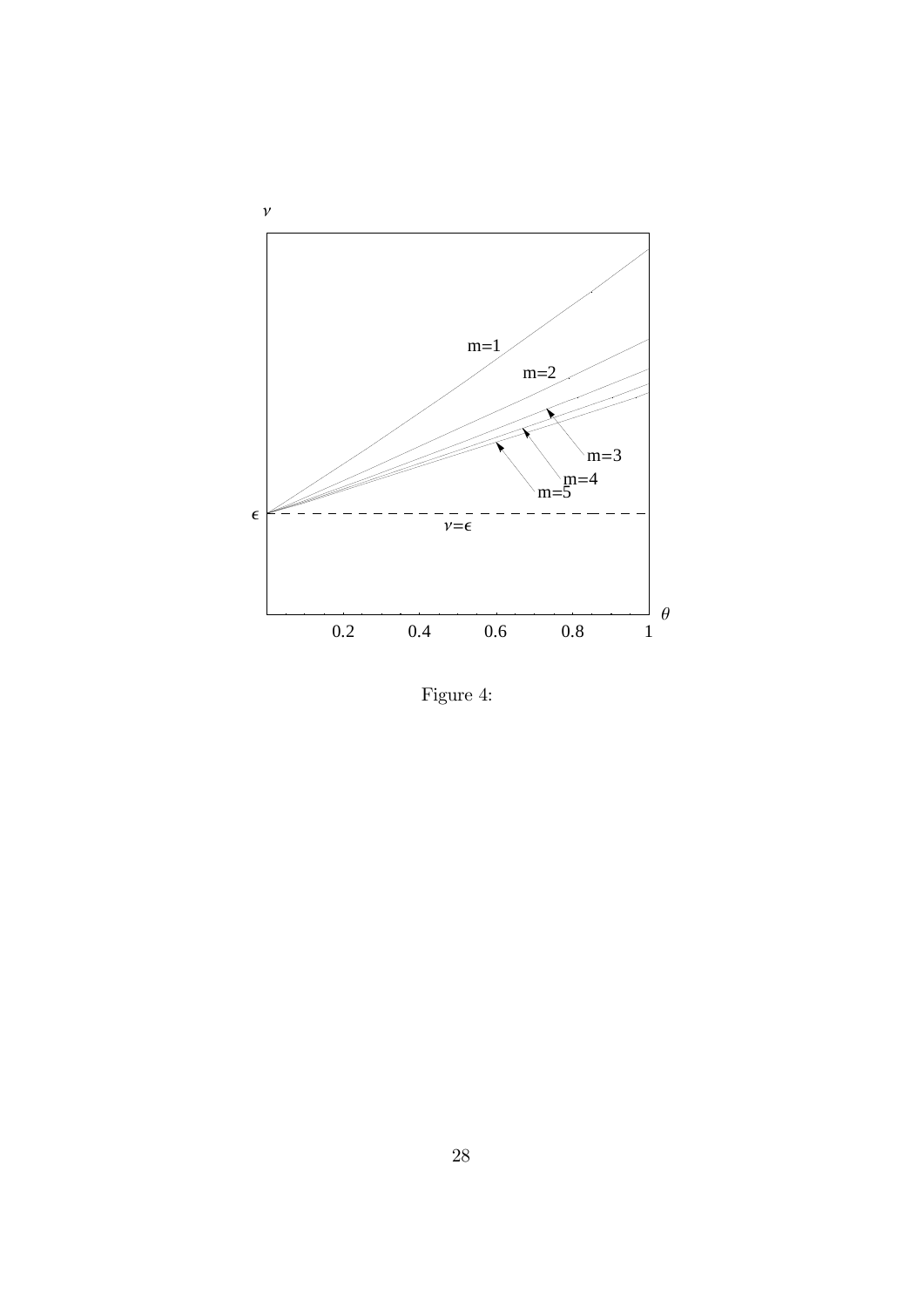Figure 4: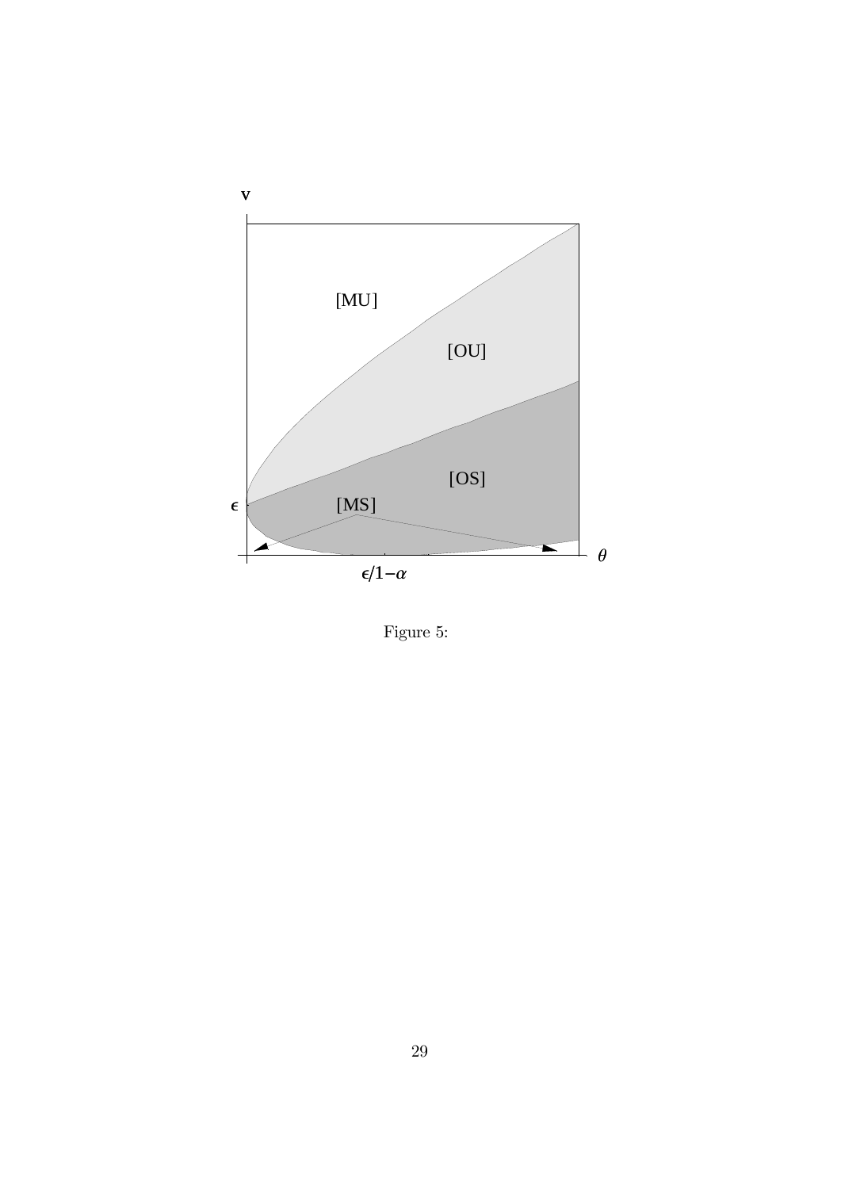Figure 5: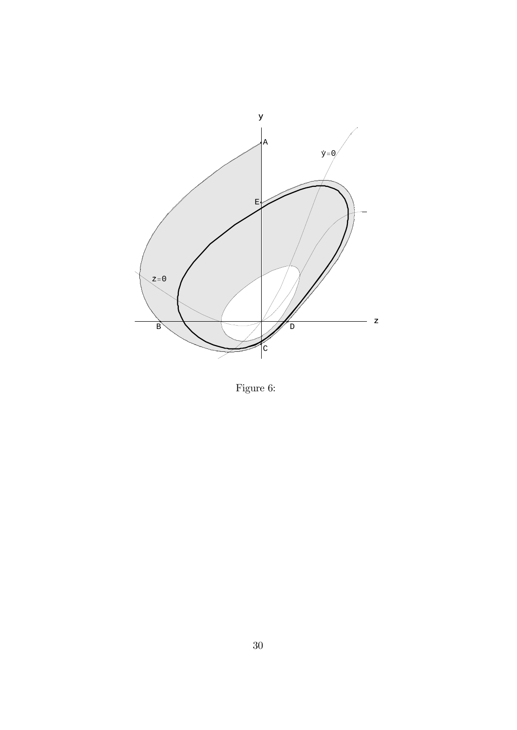Figure 6: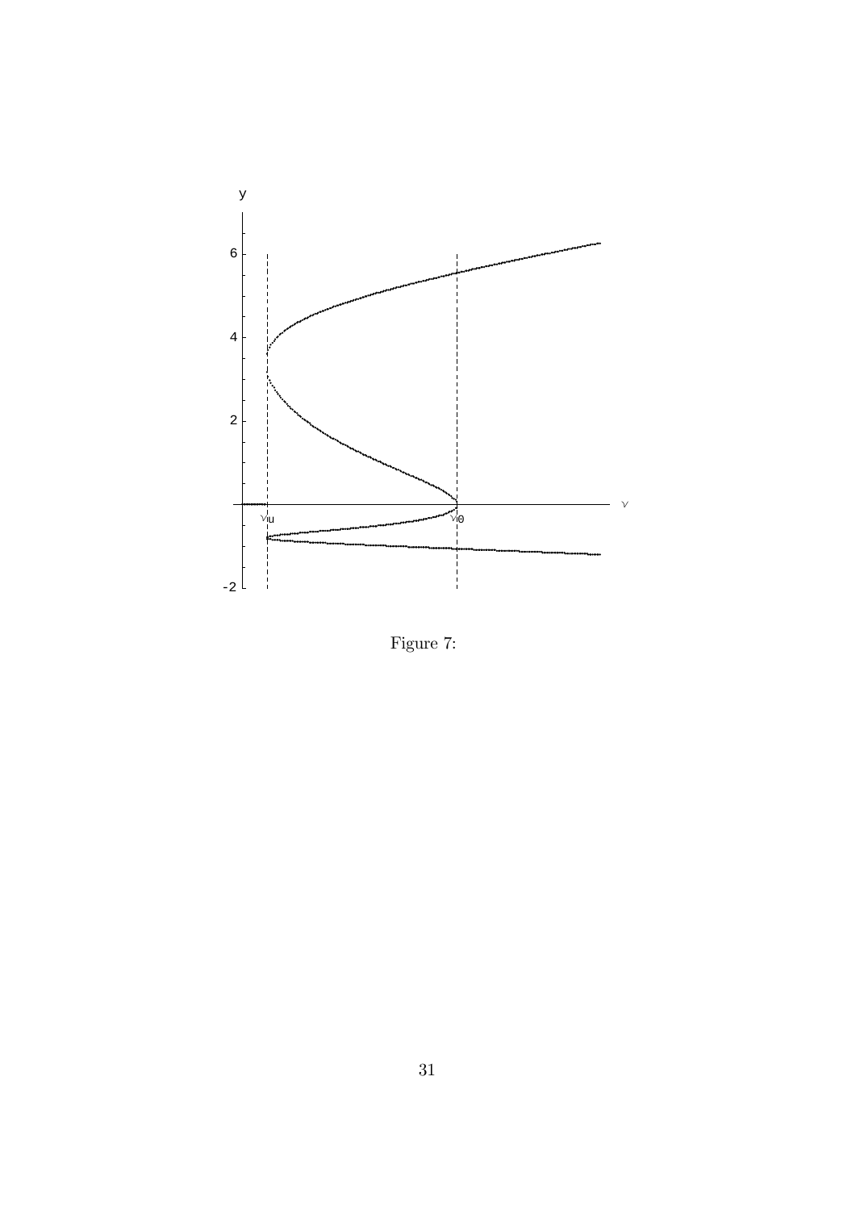y

6

4

2

-2

$\nu_u$

$\nu_0$

$\nu$

Figure 7: